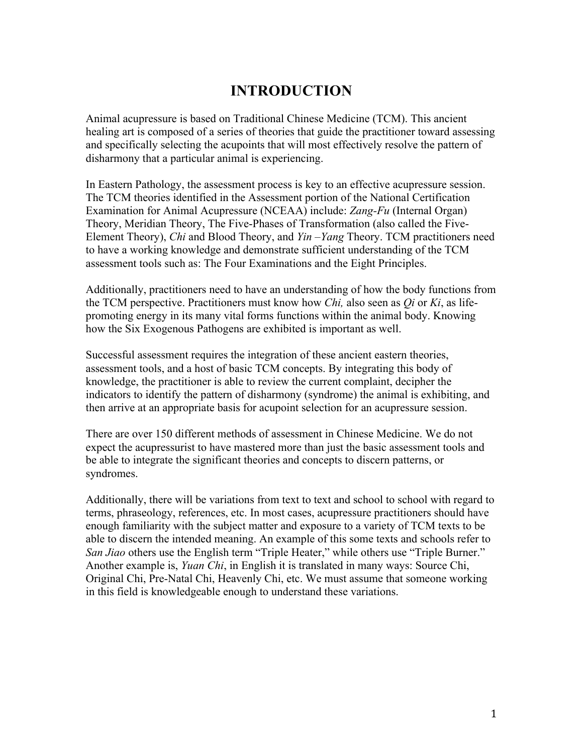# INTRODUCTION

Animal acupressure is based on Traditional Chinese Medicine (TCM). This ancient healing art is composed of a series of theories that guide the practitioner toward assessing and specifically selecting the acupoints that will most effectively resolve the pattern of disharmony that a particular animal is experiencing.

In Eastern Pathology, the assessment process is key to an effective acupressure session. The TCM theories identified in the Assessment portion of the National Certification Examination for Animal Acupressure (NCEAA) include: *Zang-Fu* (Internal Organ) Theory, Meridian Theory, The Five-Phases of Transformation (also called the Five-Element Theory), *Chi* and Blood Theory, and *Yin –Yang* Theory. TCM practitioners need to have a working knowledge and demonstrate sufficient understanding of the TCM assessment tools such as: The Four Examinations and the Eight Principles.

Additionally, practitioners need to have an understanding of how the body functions from the TCM perspective. Practitioners must know how *Chi,* also seen as *Qi* or *Ki*, as life-promoting energy in its many vital forms functions within the animal body. Knowing how the Six Exogenous Pathogens are exhibited is important as well.

Successful assessment requires the integration of these ancient eastern theories, assessment tools, and a host of basic TCM concepts. By integrating this body of knowledge, the practitioner is able to review the current complaint, decipher the indicators to identify the pattern of disharmony (syndrome) the animal is exhibiting, and then arrive at an appropriate basis for acupoint selection for an acupressure session.

There are over 150 different methods of assessment in Chinese Medicine. We do not expect the acupressurist to have mastered more than just the basic assessment tools and be able to integrate the significant theories and concepts to discern patterns, or syndromes.

Additionally, there will be variations from text to text and school to school with regard to terms, phraseology, references, etc. In most cases, acupressure practitioners should have enough familiarity with the subject matter and exposure to a variety of TCM texts to be able to discern the intended meaning. An example of this some texts and schools refer to *San Jiao* others use the English term "Triple Heater," while others use "Triple Burner." Another example is, *Yuan Chi*, in English it is translated in many ways: Source Chi, Original Chi, Pre-Natal Chi, Heavenly Chi, etc. We must assume that someone working in this field is knowledgeable enough to understand these variations.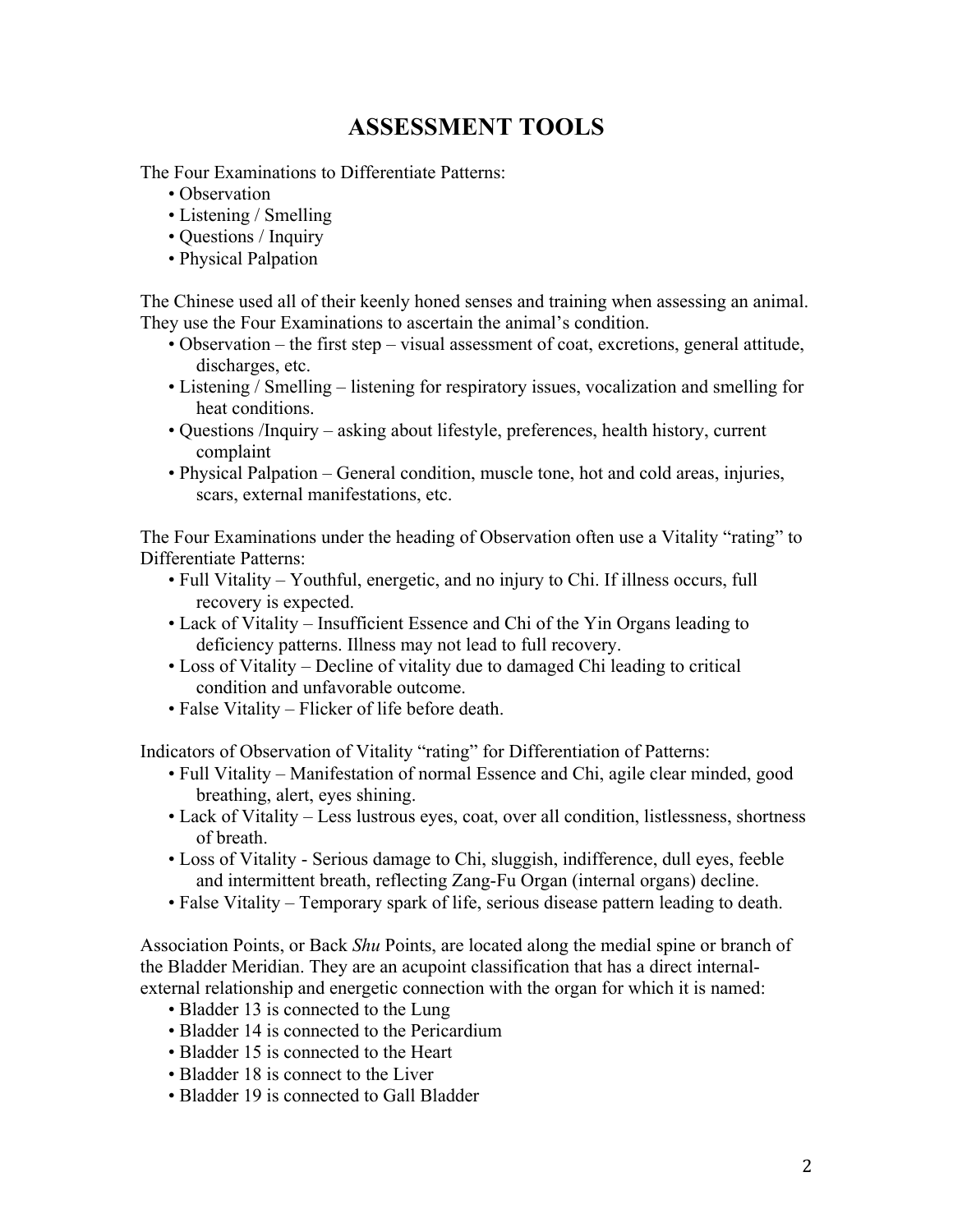# ASSESSMENT TOOLS

The Four Examinations to Differentiate Patterns:

- Observation
- Listening / Smelling
- Questions / Inquiry
- Physical Palpation

The Chinese used all of their keenly honed senses and training when assessing an animal. They use the Four Examinations to ascertain the animal's condition.

- Observation – the first step – visual assessment of coat, excretions, general attitude, discharges, etc.
- Listening / Smelling – listening for respiratory issues, vocalization and smelling for heat conditions.
- Questions /Inquiry – asking about lifestyle, preferences, health history, current complaint
- Physical Palpation – General condition, muscle tone, hot and cold areas, injuries, scars, external manifestations, etc.

The Four Examinations under the heading of Observation often use a Vitality "rating" to Differentiate Patterns:

- Full Vitality – Youthful, energetic, and no injury to Chi. If illness occurs, full recovery is expected.
- Lack of Vitality – Insufficient Essence and Chi of the Yin Organs leading to deficiency patterns. Illness may not lead to full recovery.
- Loss of Vitality – Decline of vitality due to damaged Chi leading to critical condition and unfavorable outcome.
- False Vitality – Flicker of life before death.

Indicators of Observation of Vitality "rating" for Differentiation of Patterns:

- Full Vitality – Manifestation of normal Essence and Chi, agile clear minded, good breathing, alert, eyes shining.
- Lack of Vitality – Less lustrous eyes, coat, over all condition, listlessness, shortness of breath.
- Loss of Vitality - Serious damage to Chi, sluggish, indifference, dull eyes, feeble and intermittent breath, reflecting Zang-Fu Organ (internal organs) decline.
- False Vitality – Temporary spark of life, serious disease pattern leading to death.

Association Points, or Back *Shu* Points, are located along the medial spine or branch of the Bladder Meridian. They are an acupoint classification that has a direct internal-external relationship and energetic connection with the organ for which it is named:

- Bladder 13 is connected to the Lung
- Bladder 14 is connected to the Pericardium
- Bladder 15 is connected to the Heart
- Bladder 18 is connect to the Liver
- Bladder 19 is connected to Gall Bladder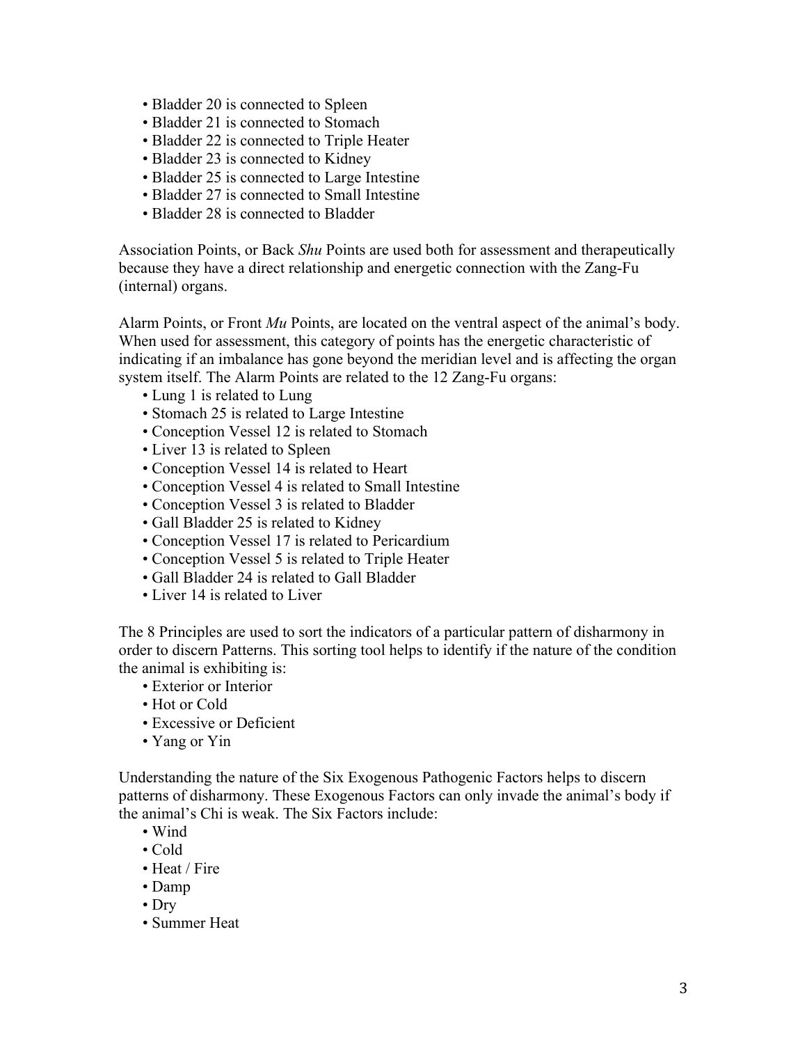- Bladder 20 is connected to Spleen
- Bladder 21 is connected to Stomach
- Bladder 22 is connected to Triple Heater
- Bladder 23 is connected to Kidney
- Bladder 25 is connected to Large Intestine
- Bladder 27 is connected to Small Intestine
- Bladder 28 is connected to Bladder

Association Points, or Back *Shu* Points are used both for assessment and therapeutically because they have a direct relationship and energetic connection with the Zang-Fu (internal) organs.

Alarm Points, or Front *Mu* Points, are located on the ventral aspect of the animal's body. When used for assessment, this category of points has the energetic characteristic of indicating if an imbalance has gone beyond the meridian level and is affecting the organ system itself. The Alarm Points are related to the 12 Zang-Fu organs:

- Lung 1 is related to Lung
- Stomach 25 is related to Large Intestine
- Conception Vessel 12 is related to Stomach
- Liver 13 is related to Spleen
- Conception Vessel 14 is related to Heart
- Conception Vessel 4 is related to Small Intestine
- Conception Vessel 3 is related to Bladder
- Gall Bladder 25 is related to Kidney
- Conception Vessel 17 is related to Pericardium
- Conception Vessel 5 is related to Triple Heater
- Gall Bladder 24 is related to Gall Bladder
- Liver 14 is related to Liver

The 8 Principles are used to sort the indicators of a particular pattern of disharmony in order to discern Patterns. This sorting tool helps to identify if the nature of the condition the animal is exhibiting is:

- Exterior or Interior
- Hot or Cold
- Excessive or Deficient
- Yang or Yin

Understanding the nature of the Six Exogenous Pathogenic Factors helps to discern patterns of disharmony. These Exogenous Factors can only invade the animal's body if the animal's Chi is weak. The Six Factors include:

- Wind
- Cold
- Heat / Fire
- Damp
- Dry
- Summer Heat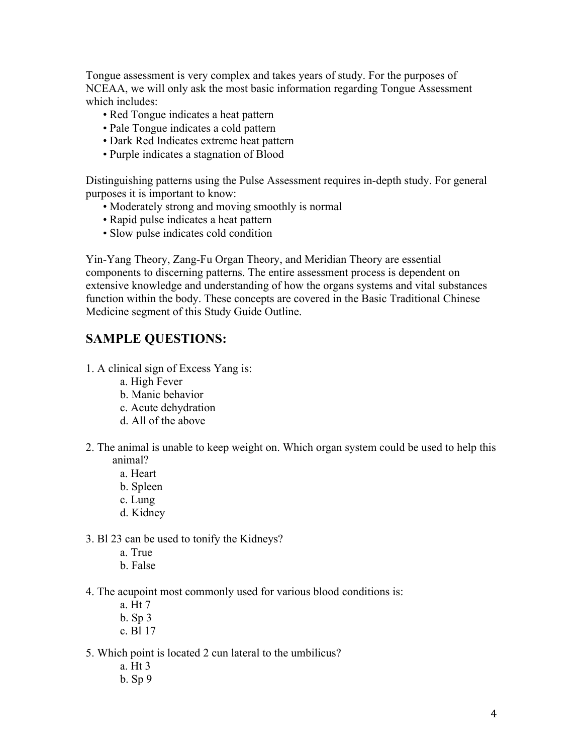Tongue assessment is very complex and takes years of study. For the purposes of NCEAA, we will only ask the most basic information regarding Tongue Assessment which includes:

- Red Tongue indicates a heat pattern
- Pale Tongue indicates a cold pattern
- Dark Red Indicates extreme heat pattern
- Purple indicates a stagnation of Blood

Distinguishing patterns using the Pulse Assessment requires in-depth study. For general purposes it is important to know:

- Moderately strong and moving smoothly is normal
- Rapid pulse indicates a heat pattern
- Slow pulse indicates cold condition

Yin-Yang Theory, Zang-Fu Organ Theory, and Meridian Theory are essential components to discerning patterns. The entire assessment process is dependent on extensive knowledge and understanding of how the organs systems and vital substances function within the body. These concepts are covered in the Basic Traditional Chinese Medicine segment of this Study Guide Outline.

## SAMPLE QUESTIONS:

1. A clinical sign of Excess Yang is:
   a. High Fever
   b. Manic behavior
   c. Acute dehydration
   d. All of the above

2. The animal is unable to keep weight on. Which organ system could be used to help this animal?
   a. Heart
   b. Spleen
   c. Lung
   d. Kidney

3. Bl 23 can be used to tonify the Kidneys?
   a. True
   b. False

4. The acupoint most commonly used for various blood conditions is:
   a. Ht 7
   b. Sp 3
   c. Bl 17

5. Which point is located 2 cun lateral to the umbilicus?
   a. Ht 3
   b. Sp 9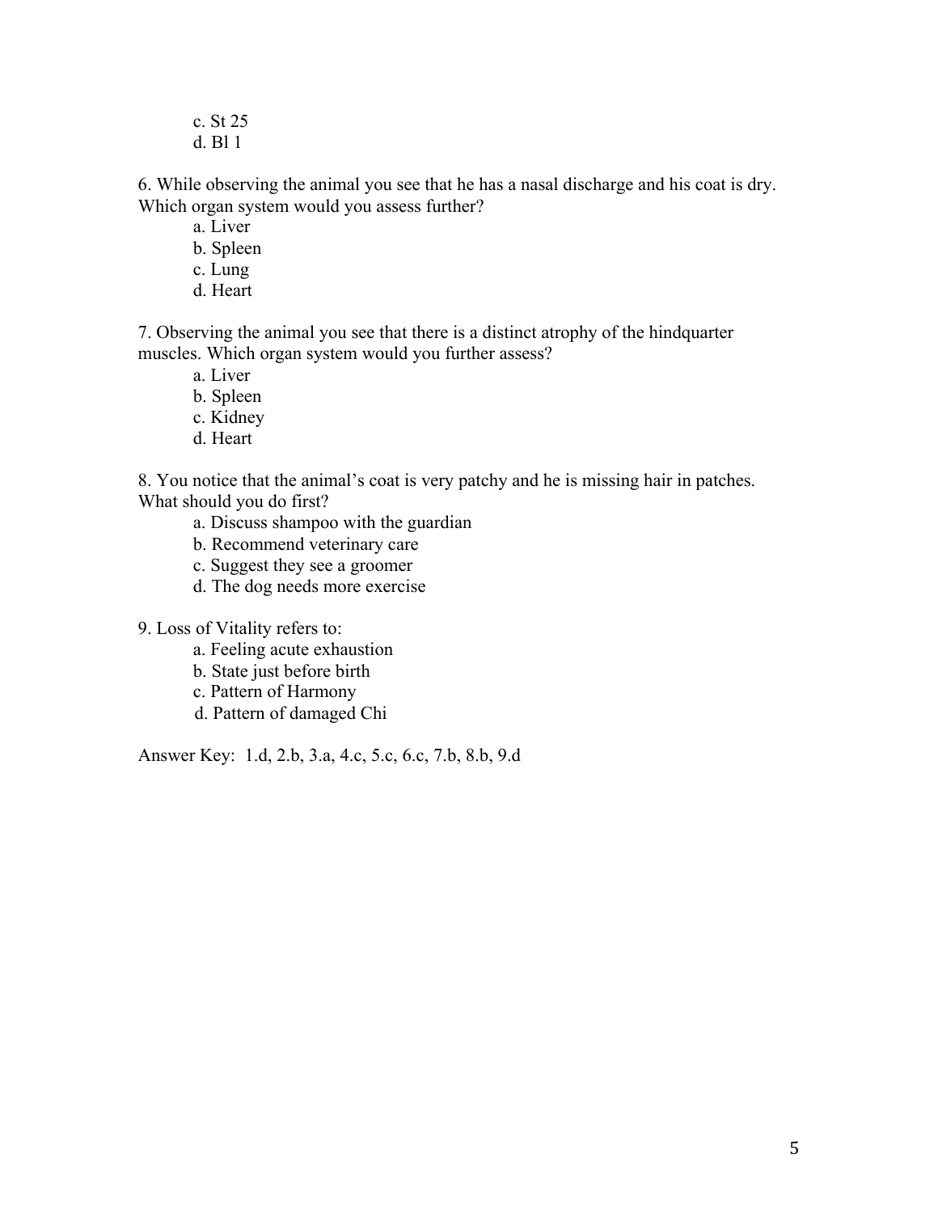c. St 25
d. Bl 1

6. While observing the animal you see that he has a nasal discharge and his coat is dry. Which organ system would you assess further?

a. Liver
b. Spleen
c. Lung
d. Heart

7. Observing the animal you see that there is a distinct atrophy of the hindquarter muscles. Which organ system would you further assess?

a. Liver
b. Spleen
c. Kidney
d. Heart

8. You notice that the animal's coat is very patchy and he is missing hair in patches. What should you do first?

a. Discuss shampoo with the guardian
b. Recommend veterinary care
c. Suggest they see a groomer
d. The dog needs more exercise

9. Loss of Vitality refers to:

a. Feeling acute exhaustion
b. State just before birth
c. Pattern of Harmony
d. Pattern of damaged Chi

Answer Key: 1.d, 2.b, 3.a, 4.c, 5.c, 6.c, 7.b, 8.b, 9.d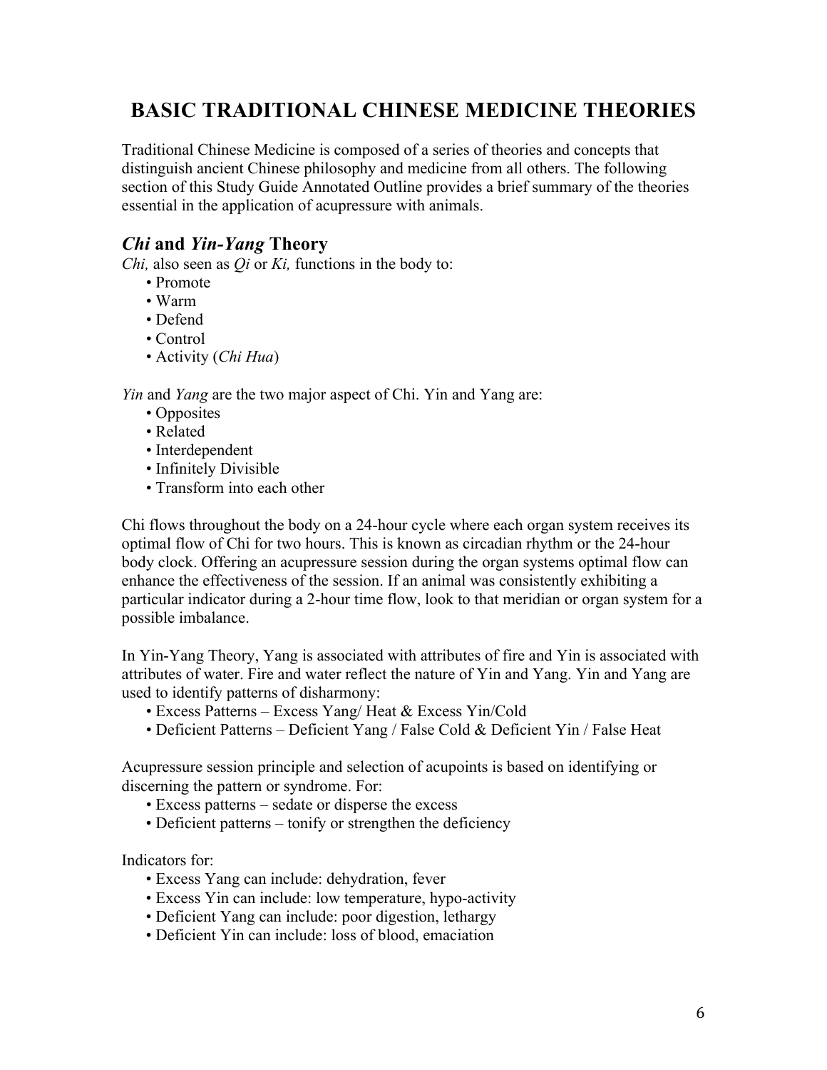# BASIC TRADITIONAL CHINESE MEDICINE THEORIES

Traditional Chinese Medicine is composed of a series of theories and concepts that distinguish ancient Chinese philosophy and medicine from all others. The following section of this Study Guide Annotated Outline provides a brief summary of the theories essential in the application of acupressure with animals.

## *Chi* and *Yin-Yang* Theory

*Chi,* also seen as *Qi* or *Ki,* functions in the body to:

- Promote
- Warm
- Defend
- Control
- Activity (*Chi Hua*)

*Yin* and *Yang* are the two major aspect of Chi. Yin and Yang are:

- Opposites
- Related
- Interdependent
- Infinitely Divisible
- Transform into each other

Chi flows throughout the body on a 24-hour cycle where each organ system receives its optimal flow of Chi for two hours. This is known as circadian rhythm or the 24-hour body clock. Offering an acupressure session during the organ systems optimal flow can enhance the effectiveness of the session. If an animal was consistently exhibiting a particular indicator during a 2-hour time flow, look to that meridian or organ system for a possible imbalance.

In Yin-Yang Theory, Yang is associated with attributes of fire and Yin is associated with attributes of water. Fire and water reflect the nature of Yin and Yang. Yin and Yang are used to identify patterns of disharmony:

- Excess Patterns – Excess Yang/ Heat & Excess Yin/Cold
- Deficient Patterns – Deficient Yang / False Cold & Deficient Yin / False Heat

Acupressure session principle and selection of acupoints is based on identifying or discerning the pattern or syndrome. For:

- Excess patterns – sedate or disperse the excess
- Deficient patterns – tonify or strengthen the deficiency

Indicators for:

- Excess Yang can include: dehydration, fever
- Excess Yin can include: low temperature, hypo-activity
- Deficient Yang can include: poor digestion, lethargy
- Deficient Yin can include: loss of blood, emaciation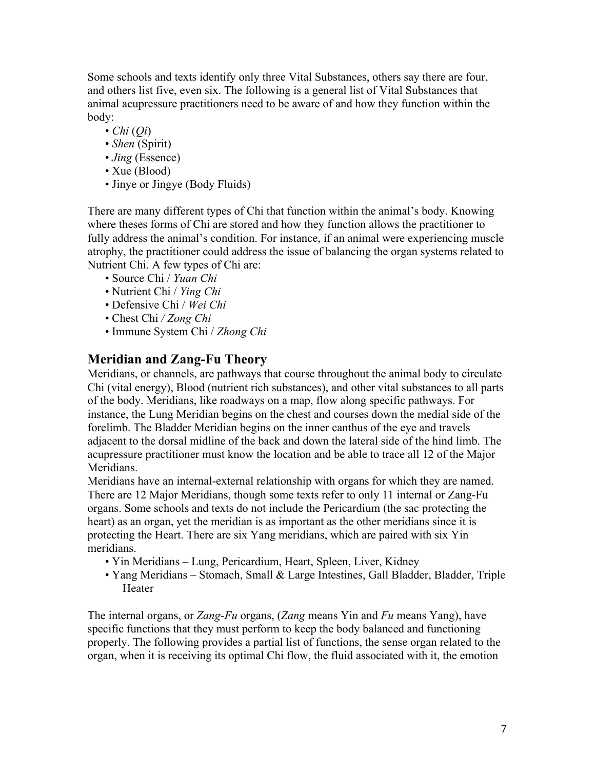Some schools and texts identify only three Vital Substances, others say there are four, and others list five, even six. The following is a general list of Vital Substances that animal acupressure practitioners need to be aware of and how they function within the body:

- *Chi* (*Qi*)
- *Shen* (Spirit)
- *Jing* (Essence)
- Xue (Blood)
- Jinye or Jingye (Body Fluids)

There are many different types of Chi that function within the animal's body. Knowing where theses forms of Chi are stored and how they function allows the practitioner to fully address the animal's condition. For instance, if an animal were experiencing muscle atrophy, the practitioner could address the issue of balancing the organ systems related to Nutrient Chi. A few types of Chi are:

- Source Chi / *Yuan Chi*
- Nutrient Chi / *Ying Chi*
- Defensive Chi / *Wei Chi*
- Chest Chi */ Zong Chi*
- Immune System Chi / *Zhong Chi*

## Meridian and Zang-Fu Theory

Meridians, or channels, are pathways that course throughout the animal body to circulate Chi (vital energy), Blood (nutrient rich substances), and other vital substances to all parts of the body. Meridians, like roadways on a map, flow along specific pathways. For instance, the Lung Meridian begins on the chest and courses down the medial side of the forelimb. The Bladder Meridian begins on the inner canthus of the eye and travels adjacent to the dorsal midline of the back and down the lateral side of the hind limb. The acupressure practitioner must know the location and be able to trace all 12 of the Major Meridians.

Meridians have an internal-external relationship with organs for which they are named. There are 12 Major Meridians, though some texts refer to only 11 internal or Zang-Fu organs. Some schools and texts do not include the Pericardium (the sac protecting the heart) as an organ, yet the meridian is as important as the other meridians since it is protecting the Heart. There are six Yang meridians, which are paired with six Yin meridians.

- Yin Meridians – Lung, Pericardium, Heart, Spleen, Liver, Kidney
- Yang Meridians – Stomach, Small & Large Intestines, Gall Bladder, Bladder, Triple Heater

The internal organs, or *Zang-Fu* organs, (*Zang* means Yin and *Fu* means Yang), have specific functions that they must perform to keep the body balanced and functioning properly. The following provides a partial list of functions, the sense organ related to the organ, when it is receiving its optimal Chi flow, the fluid associated with it, the emotion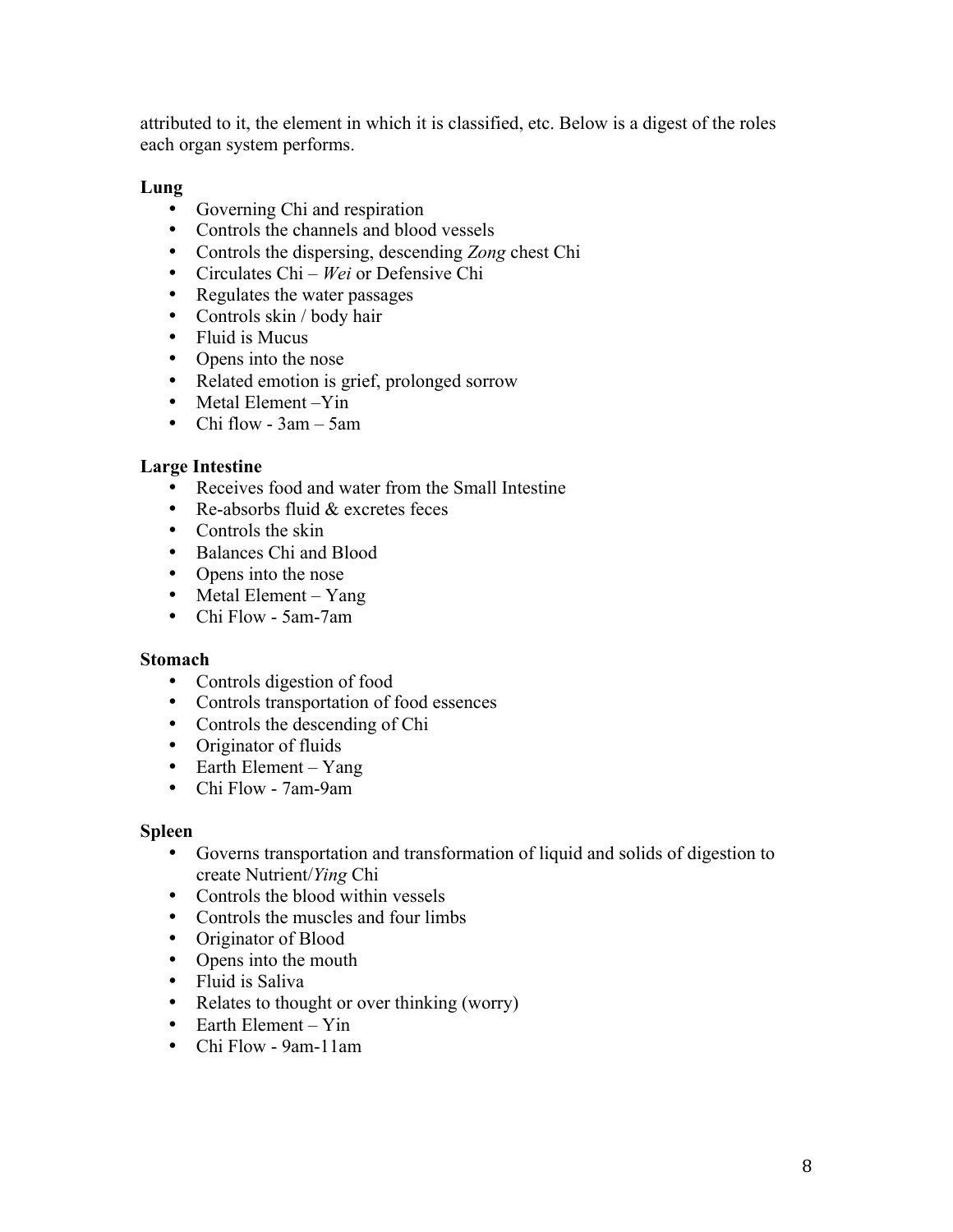attributed to it, the element in which it is classified, etc. Below is a digest of the roles each organ system performs.

**Lung**

- Governing Chi and respiration
- Controls the channels and blood vessels
- Controls the dispersing, descending *Zong* chest Chi
- Circulates Chi – *Wei* or Defensive Chi
- Regulates the water passages
- Controls skin / body hair
- Fluid is Mucus
- Opens into the nose
- Related emotion is grief, prolonged sorrow
- Metal Element –Yin
- Chi flow - 3am – 5am

**Large Intestine**

- Receives food and water from the Small Intestine
- Re-absorbs fluid & excretes feces
- Controls the skin
- Balances Chi and Blood
- Opens into the nose
- Metal Element – Yang
- Chi Flow - 5am-7am

**Stomach**

- Controls digestion of food
- Controls transportation of food essences
- Controls the descending of Chi
- Originator of fluids
- Earth Element – Yang
- Chi Flow - 7am-9am

**Spleen**

- Governs transportation and transformation of liquid and solids of digestion to create Nutrient/*Ying* Chi
- Controls the blood within vessels
- Controls the muscles and four limbs
- Originator of Blood
- Opens into the mouth
- Fluid is Saliva
- Relates to thought or over thinking (worry)
- Earth Element – Yin
- Chi Flow - 9am-11am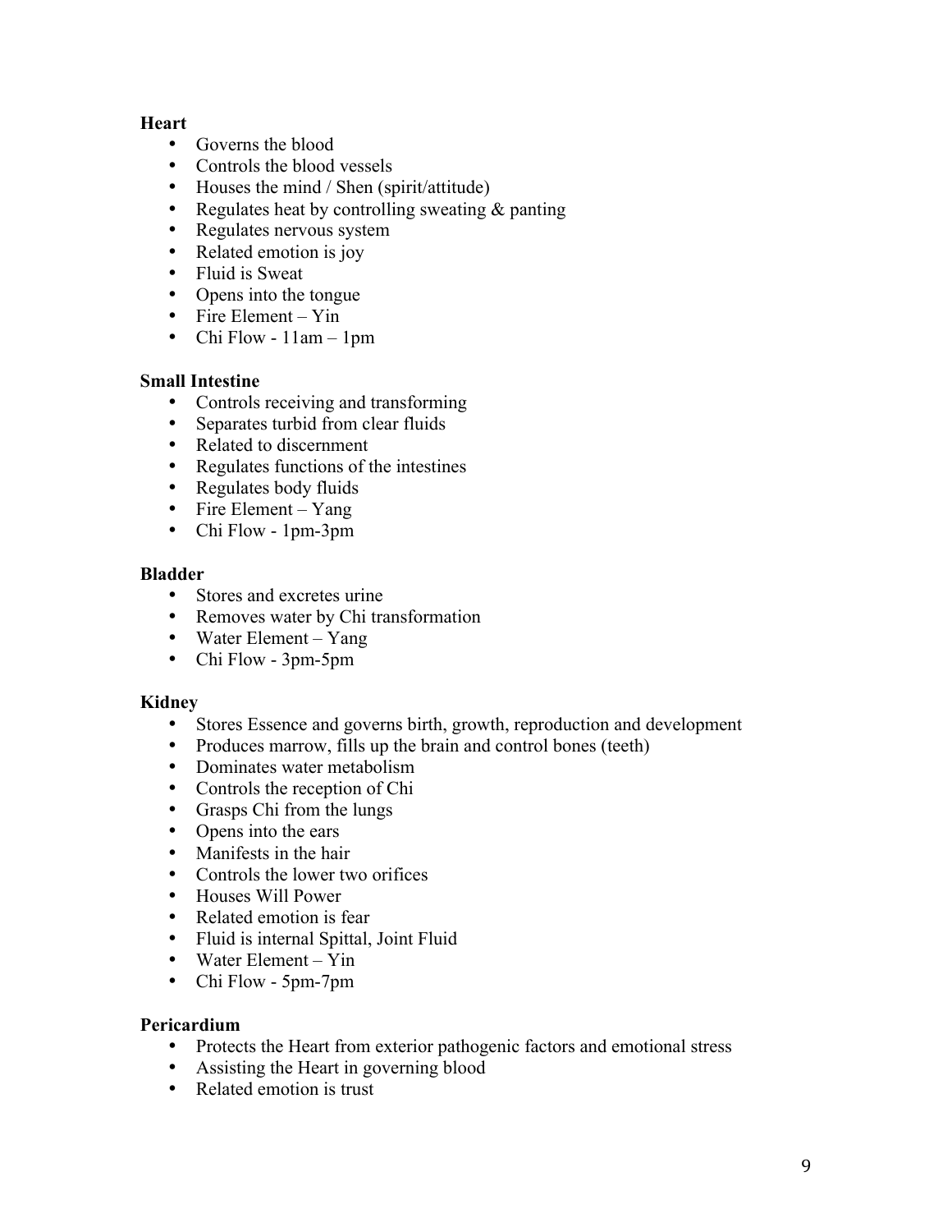**Heart**

- Governs the blood
- Controls the blood vessels
- Houses the mind / Shen (spirit/attitude)
- Regulates heat by controlling sweating & panting
- Regulates nervous system
- Related emotion is joy
- Fluid is Sweat
- Opens into the tongue
- Fire Element – Yin
- Chi Flow - 11am – 1pm

**Small Intestine**

- Controls receiving and transforming
- Separates turbid from clear fluids
- Related to discernment
- Regulates functions of the intestines
- Regulates body fluids
- Fire Element – Yang
- Chi Flow - 1pm-3pm

**Bladder**

- Stores and excretes urine
- Removes water by Chi transformation
- Water Element – Yang
- Chi Flow - 3pm-5pm

**Kidney**

- Stores Essence and governs birth, growth, reproduction and development
- Produces marrow, fills up the brain and control bones (teeth)
- Dominates water metabolism
- Controls the reception of Chi
- Grasps Chi from the lungs
- Opens into the ears
- Manifests in the hair
- Controls the lower two orifices
- Houses Will Power
- Related emotion is fear
- Fluid is internal Spittal, Joint Fluid
- Water Element – Yin
- Chi Flow - 5pm-7pm

**Pericardium**

- Protects the Heart from exterior pathogenic factors and emotional stress
- Assisting the Heart in governing blood
- Related emotion is trust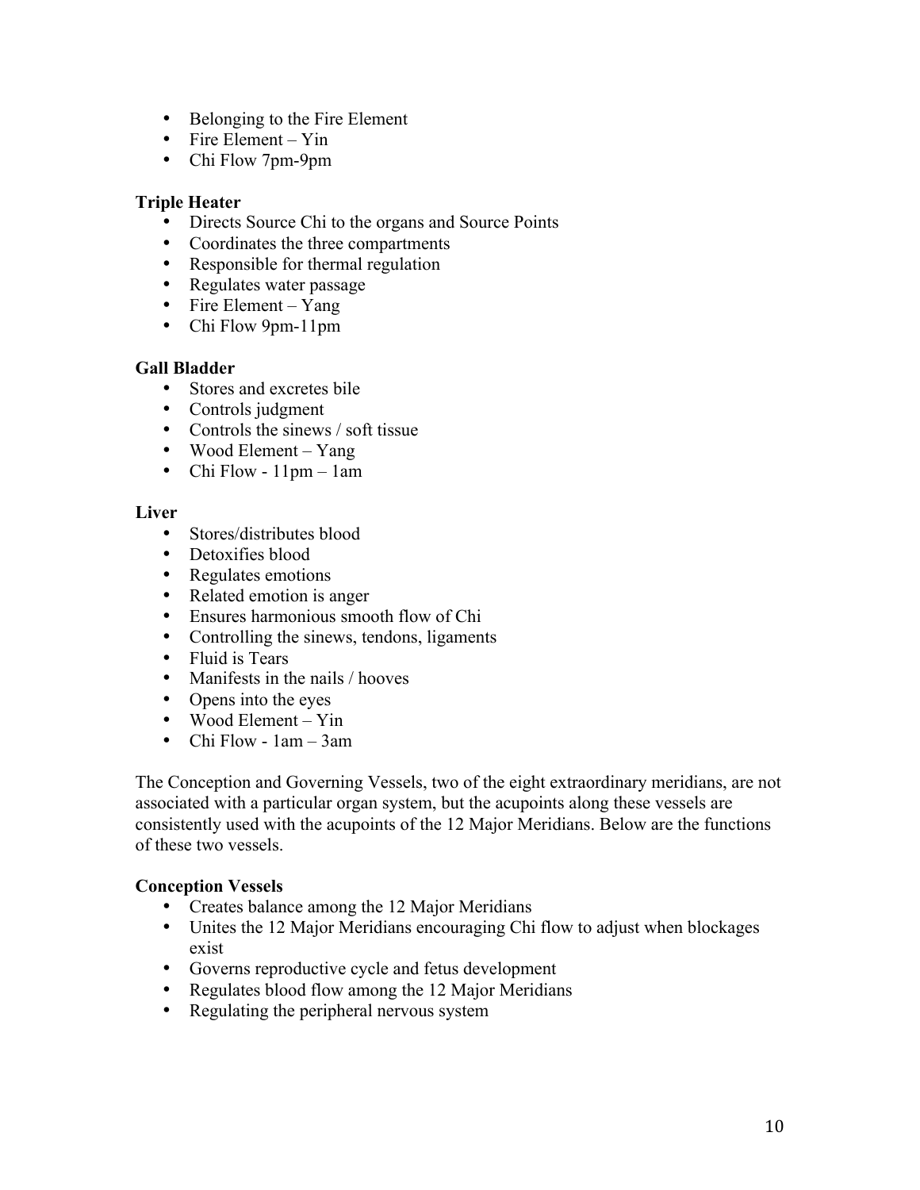- Belonging to the Fire Element
- Fire Element – Yin
- Chi Flow 7pm-9pm

**Triple Heater**
- Directs Source Chi to the organs and Source Points
- Coordinates the three compartments
- Responsible for thermal regulation
- Regulates water passage
- Fire Element – Yang
- Chi Flow 9pm-11pm

**Gall Bladder**
- Stores and excretes bile
- Controls judgment
- Controls the sinews / soft tissue
- Wood Element – Yang
- Chi Flow - 11pm – 1am

**Liver**
- Stores/distributes blood
- Detoxifies blood
- Regulates emotions
- Related emotion is anger
- Ensures harmonious smooth flow of Chi
- Controlling the sinews, tendons, ligaments
- Fluid is Tears
- Manifests in the nails / hooves
- Opens into the eyes
- Wood Element – Yin
- Chi Flow - 1am – 3am

The Conception and Governing Vessels, two of the eight extraordinary meridians, are not associated with a particular organ system, but the acupoints along these vessels are consistently used with the acupoints of the 12 Major Meridians. Below are the functions of these two vessels.

**Conception Vessels**
- Creates balance among the 12 Major Meridians
- Unites the 12 Major Meridians encouraging Chi flow to adjust when blockages exist
- Governs reproductive cycle and fetus development
- Regulates blood flow among the 12 Major Meridians
- Regulating the peripheral nervous system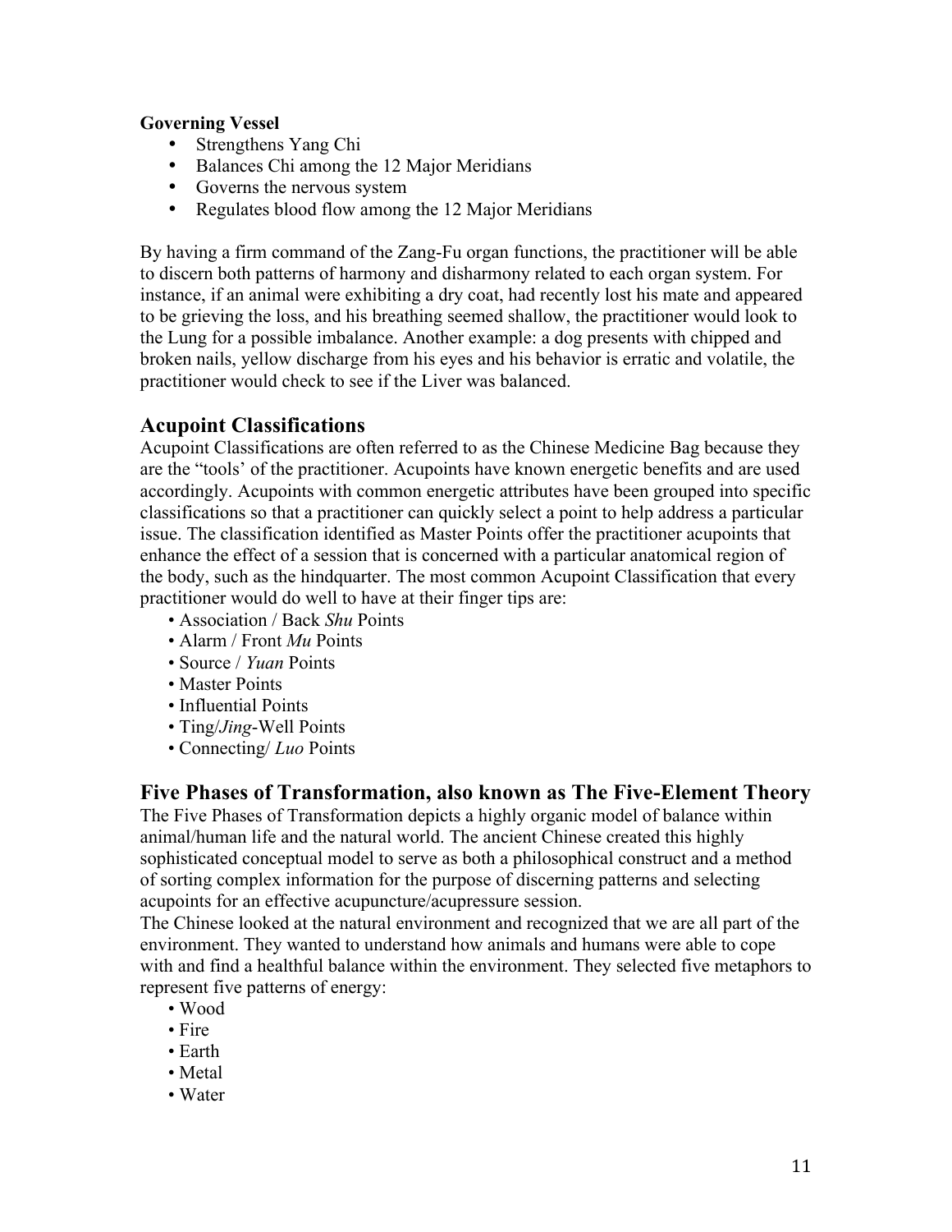**Governing Vessel**

- Strengthens Yang Chi
- Balances Chi among the 12 Major Meridians
- Governs the nervous system
- Regulates blood flow among the 12 Major Meridians

By having a firm command of the Zang-Fu organ functions, the practitioner will be able to discern both patterns of harmony and disharmony related to each organ system. For instance, if an animal were exhibiting a dry coat, had recently lost his mate and appeared to be grieving the loss, and his breathing seemed shallow, the practitioner would look to the Lung for a possible imbalance. Another example: a dog presents with chipped and broken nails, yellow discharge from his eyes and his behavior is erratic and volatile, the practitioner would check to see if the Liver was balanced.

## Acupoint Classifications

Acupoint Classifications are often referred to as the Chinese Medicine Bag because they are the "tools' of the practitioner. Acupoints have known energetic benefits and are used accordingly. Acupoints with common energetic attributes have been grouped into specific classifications so that a practitioner can quickly select a point to help address a particular issue. The classification identified as Master Points offer the practitioner acupoints that enhance the effect of a session that is concerned with a particular anatomical region of the body, such as the hindquarter. The most common Acupoint Classification that every practitioner would do well to have at their finger tips are:

- Association / Back *Shu* Points
- Alarm / Front *Mu* Points
- Source / *Yuan* Points
- Master Points
- Influential Points
- Ting/*Jing*-Well Points
- Connecting/ *Luo* Points

## Five Phases of Transformation, also known as The Five-Element Theory

The Five Phases of Transformation depicts a highly organic model of balance within animal/human life and the natural world. The ancient Chinese created this highly sophisticated conceptual model to serve as both a philosophical construct and a method of sorting complex information for the purpose of discerning patterns and selecting acupoints for an effective acupuncture/acupressure session.

The Chinese looked at the natural environment and recognized that we are all part of the environment. They wanted to understand how animals and humans were able to cope with and find a healthful balance within the environment. They selected five metaphors to represent five patterns of energy:

- Wood
- Fire
- Earth
- Metal
- Water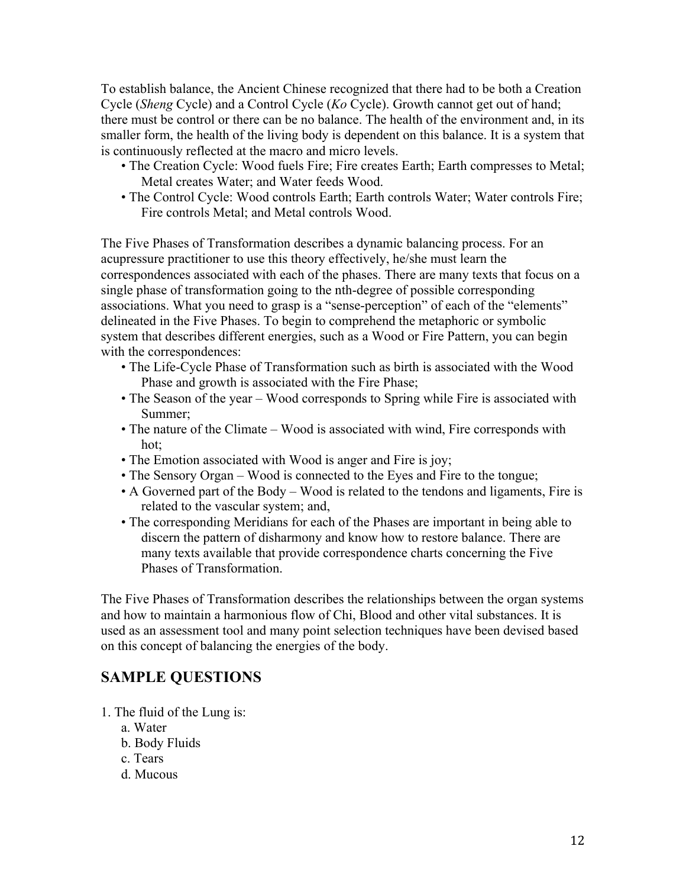To establish balance, the Ancient Chinese recognized that there had to be both a Creation Cycle (*Sheng* Cycle) and a Control Cycle (*Ko* Cycle). Growth cannot get out of hand; there must be control or there can be no balance. The health of the environment and, in its smaller form, the health of the living body is dependent on this balance. It is a system that is continuously reflected at the macro and micro levels.

- The Creation Cycle: Wood fuels Fire; Fire creates Earth; Earth compresses to Metal; Metal creates Water; and Water feeds Wood.
- The Control Cycle: Wood controls Earth; Earth controls Water; Water controls Fire; Fire controls Metal; and Metal controls Wood.

The Five Phases of Transformation describes a dynamic balancing process. For an acupressure practitioner to use this theory effectively, he/she must learn the correspondences associated with each of the phases. There are many texts that focus on a single phase of transformation going to the nth-degree of possible corresponding associations. What you need to grasp is a "sense-perception" of each of the "elements" delineated in the Five Phases. To begin to comprehend the metaphoric or symbolic system that describes different energies, such as a Wood or Fire Pattern, you can begin with the correspondences:

- The Life-Cycle Phase of Transformation such as birth is associated with the Wood Phase and growth is associated with the Fire Phase;
- The Season of the year – Wood corresponds to Spring while Fire is associated with Summer;
- The nature of the Climate – Wood is associated with wind, Fire corresponds with hot;
- The Emotion associated with Wood is anger and Fire is joy;
- The Sensory Organ – Wood is connected to the Eyes and Fire to the tongue;
- A Governed part of the Body – Wood is related to the tendons and ligaments, Fire is related to the vascular system; and,
- The corresponding Meridians for each of the Phases are important in being able to discern the pattern of disharmony and know how to restore balance. There are many texts available that provide correspondence charts concerning the Five Phases of Transformation.

The Five Phases of Transformation describes the relationships between the organ systems and how to maintain a harmonious flow of Chi, Blood and other vital substances. It is used as an assessment tool and many point selection techniques have been devised based on this concept of balancing the energies of the body.

## SAMPLE QUESTIONS

1. The fluid of the Lung is:
   a. Water
   b. Body Fluids
   c. Tears
   d. Mucous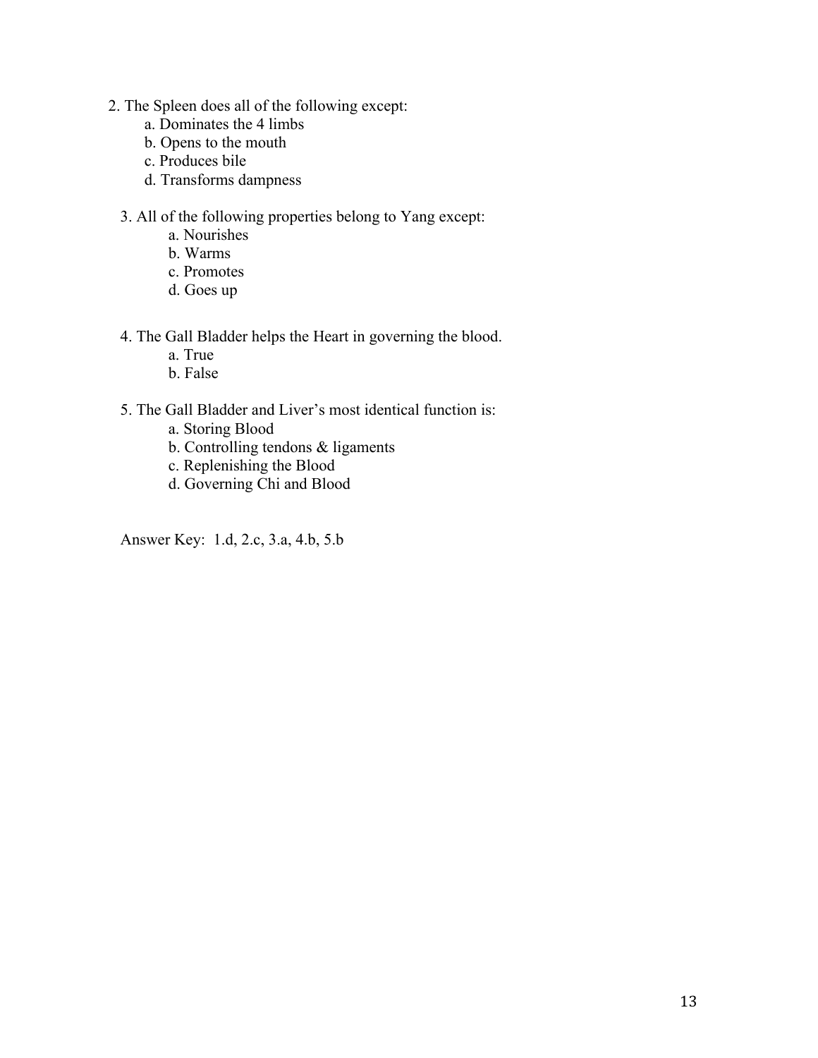2. The Spleen does all of the following except:
    a. Dominates the 4 limbs
    b. Opens to the mouth
    c. Produces bile
    d. Transforms dampness

3. All of the following properties belong to Yang except:
    a. Nourishes
    b. Warms
    c. Promotes
    d. Goes up

4. The Gall Bladder helps the Heart in governing the blood.
    a. True
    b. False

5. The Gall Bladder and Liver's most identical function is:
    a. Storing Blood
    b. Controlling tendons & ligaments
    c. Replenishing the Blood
    d. Governing Chi and Blood

Answer Key: 1.d, 2.c, 3.a, 4.b, 5.b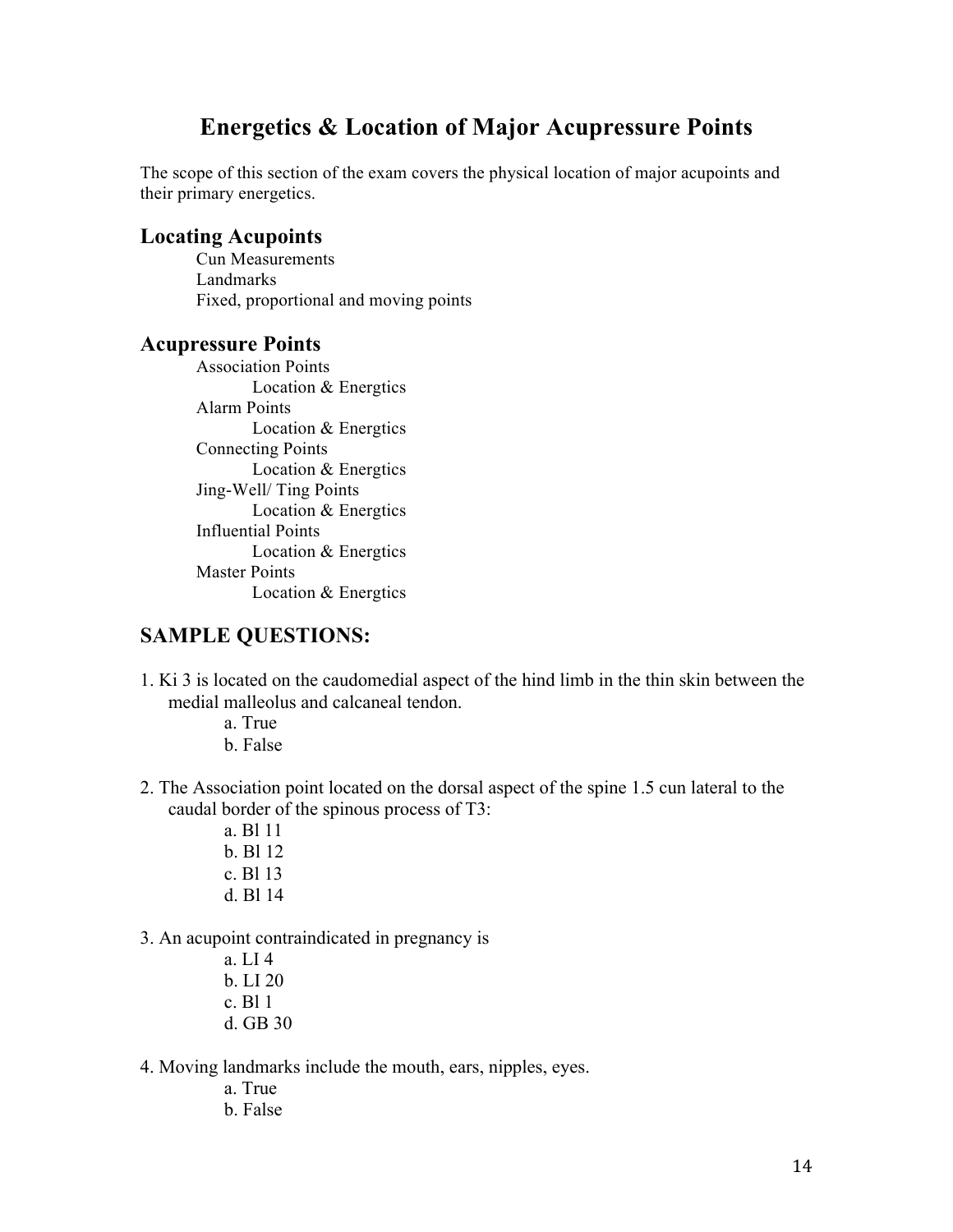# Energetics & Location of Major Acupressure Points

The scope of this section of the exam covers the physical location of major acupoints and their primary energetics.

## Locating Acupoints

- Cun Measurements
- Landmarks
- Fixed, proportional and moving points

## Acupressure Points

- Association Points
  - Location & Energtics
- Alarm Points
  - Location & Energtics
- Connecting Points
  - Location & Energtics
- Jing-Well/ Ting Points
  - Location & Energtics
- Influential Points
  - Location & Energtics
- Master Points
  - Location & Energtics

## SAMPLE QUESTIONS:

1. Ki 3 is located on the caudomedial aspect of the hind limb in the thin skin between the medial malleolus and calcaneal tendon.
   - a. True
   - b. False

2. The Association point located on the dorsal aspect of the spine 1.5 cun lateral to the caudal border of the spinous process of T3:
   - a. Bl 11
   - b. Bl 12
   - c. Bl 13
   - d. Bl 14

3. An acupoint contraindicated in pregnancy is
   - a. LI 4
   - b. LI 20
   - c. Bl 1
   - d. GB 30

4. Moving landmarks include the mouth, ears, nipples, eyes.
   - a. True
   - b. False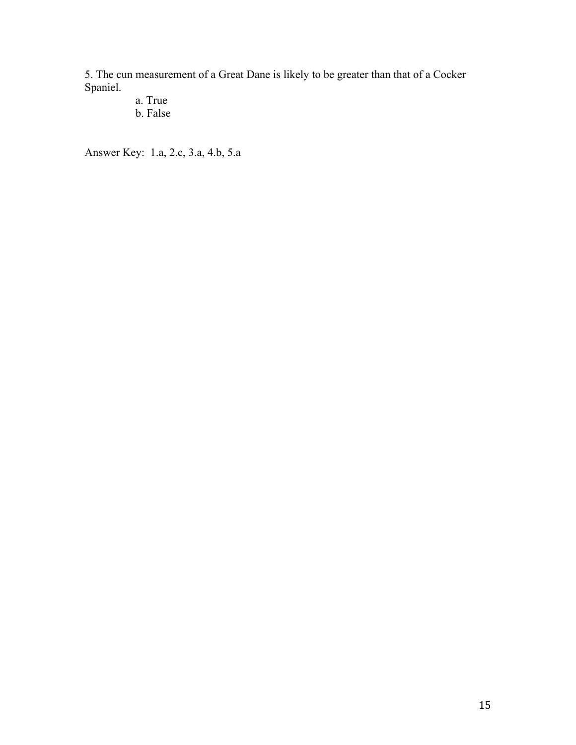5. The cun measurement of a Great Dane is likely to be greater than that of a Cocker Spaniel.

   a. True
   b. False

Answer Key: 1.a, 2.c, 3.a, 4.b, 5.a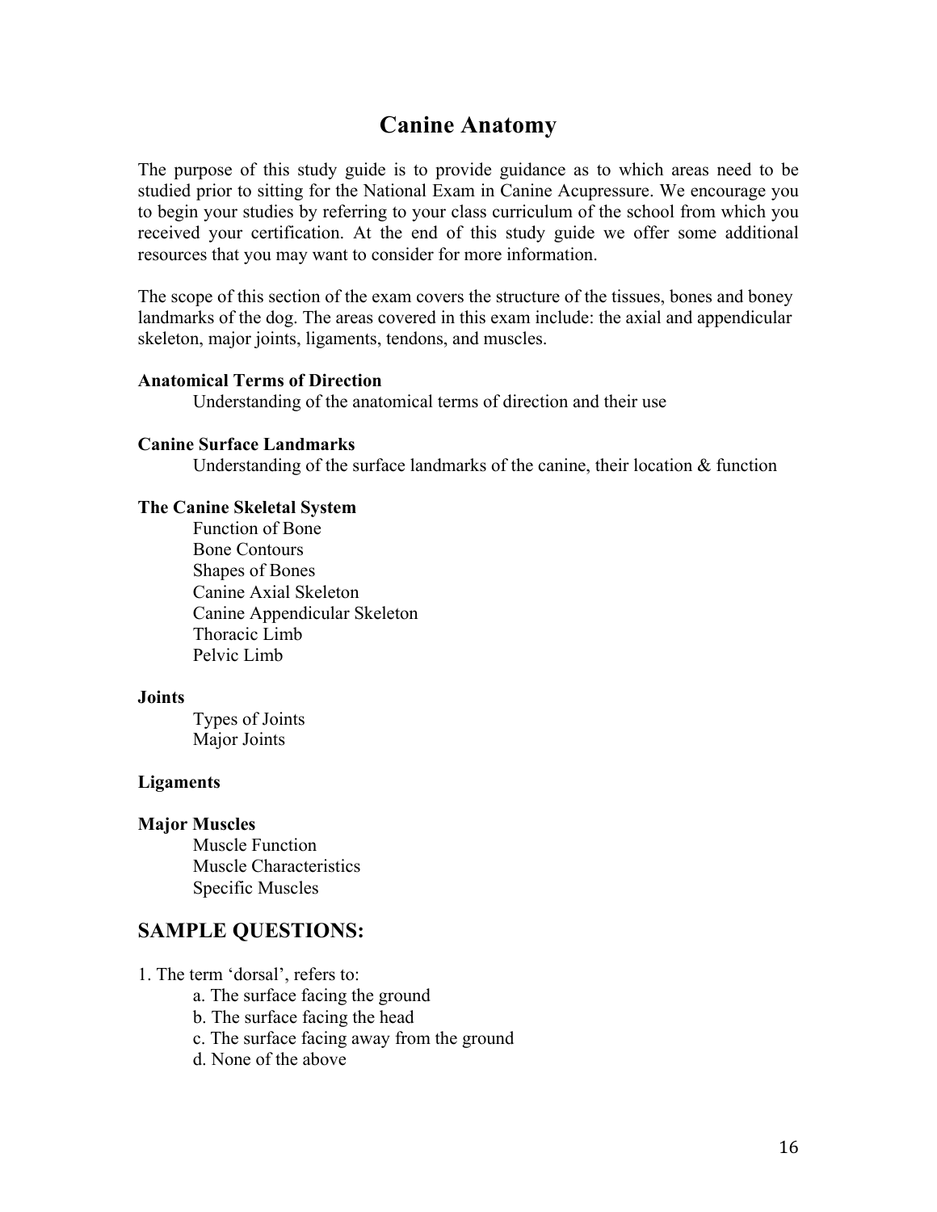# Canine Anatomy

The purpose of this study guide is to provide guidance as to which areas need to be studied prior to sitting for the National Exam in Canine Acupressure. We encourage you to begin your studies by referring to your class curriculum of the school from which you received your certification. At the end of this study guide we offer some additional resources that you may want to consider for more information.

The scope of this section of the exam covers the structure of the tissues, bones and boney landmarks of the dog. The areas covered in this exam include: the axial and appendicular skeleton, major joints, ligaments, tendons, and muscles.

**Anatomical Terms of Direction**

Understanding of the anatomical terms of direction and their use

**Canine Surface Landmarks**

Understanding of the surface landmarks of the canine, their location & function

**The Canine Skeletal System**

- Function of Bone
- Bone Contours
- Shapes of Bones
- Canine Axial Skeleton
- Canine Appendicular Skeleton
- Thoracic Limb
- Pelvic Limb

**Joints**

- Types of Joints
- Major Joints

**Ligaments**

**Major Muscles**

- Muscle Function
- Muscle Characteristics
- Specific Muscles

## SAMPLE QUESTIONS:

1. The term 'dorsal', refers to:
   - a. The surface facing the ground
   - b. The surface facing the head
   - c. The surface facing away from the ground
   - d. None of the above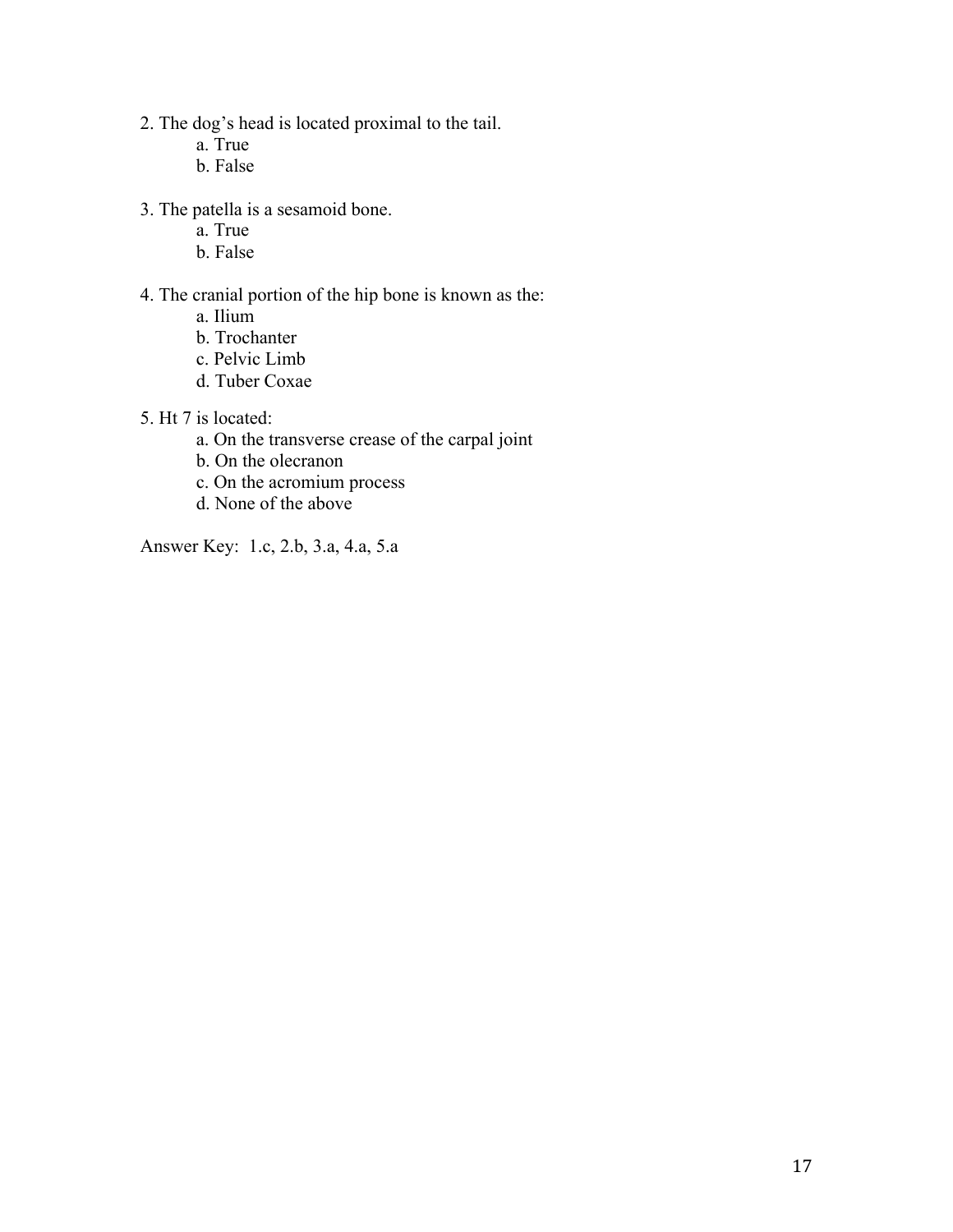2. The dog's head is located proximal to the tail.
    - a. True
    - b. False

3. The patella is a sesamoid bone.
    - a. True
    - b. False

4. The cranial portion of the hip bone is known as the:
    - a. Ilium
    - b. Trochanter
    - c. Pelvic Limb
    - d. Tuber Coxae

5. Ht 7 is located:
    - a. On the transverse crease of the carpal joint
    - b. On the olecranon
    - c. On the acromium process
    - d. None of the above

Answer Key: 1.c, 2.b, 3.a, 4.a, 5.a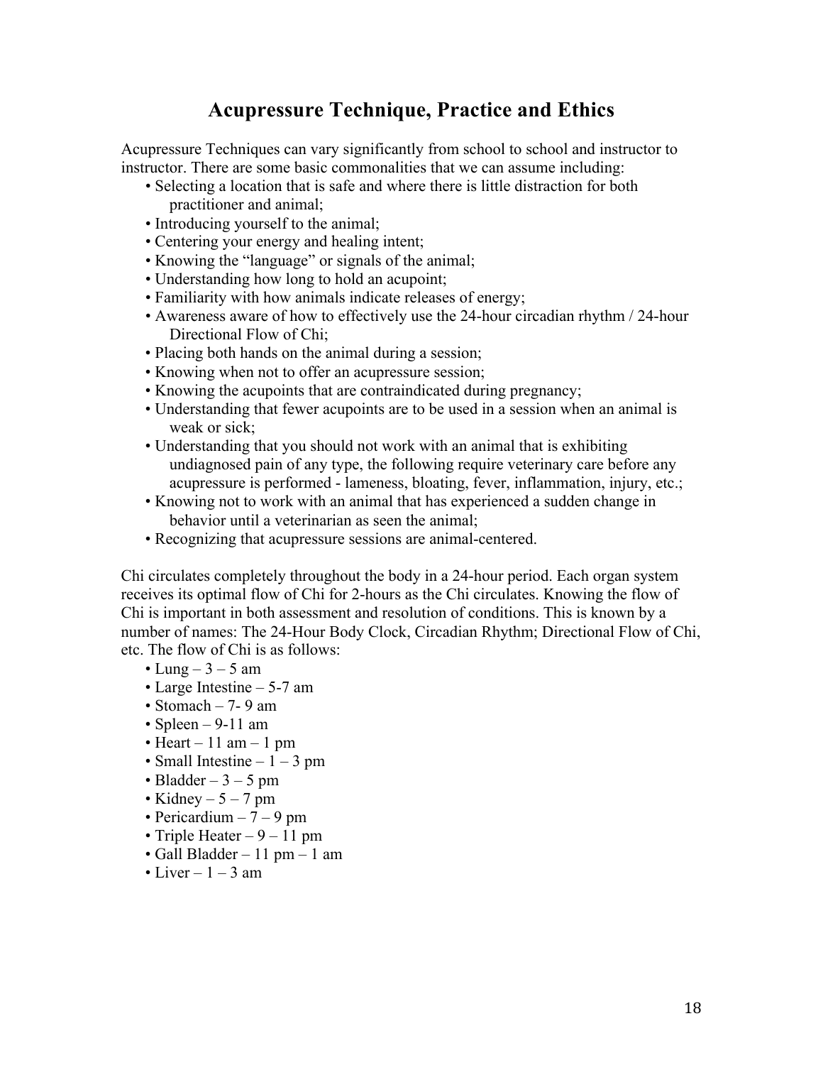# Acupressure Technique, Practice and Ethics

Acupressure Techniques can vary significantly from school to school and instructor to instructor. There are some basic commonalities that we can assume including:

- Selecting a location that is safe and where there is little distraction for both practitioner and animal;
- Introducing yourself to the animal;
- Centering your energy and healing intent;
- Knowing the "language" or signals of the animal;
- Understanding how long to hold an acupoint;
- Familiarity with how animals indicate releases of energy;
- Awareness aware of how to effectively use the 24-hour circadian rhythm / 24-hour Directional Flow of Chi;
- Placing both hands on the animal during a session;
- Knowing when not to offer an acupressure session;
- Knowing the acupoints that are contraindicated during pregnancy;
- Understanding that fewer acupoints are to be used in a session when an animal is weak or sick;
- Understanding that you should not work with an animal that is exhibiting undiagnosed pain of any type, the following require veterinary care before any acupressure is performed - lameness, bloating, fever, inflammation, injury, etc.;
- Knowing not to work with an animal that has experienced a sudden change in behavior until a veterinarian as seen the animal;
- Recognizing that acupressure sessions are animal-centered.

Chi circulates completely throughout the body in a 24-hour period. Each organ system receives its optimal flow of Chi for 2-hours as the Chi circulates. Knowing the flow of Chi is important in both assessment and resolution of conditions. This is known by a number of names: The 24-Hour Body Clock, Circadian Rhythm; Directional Flow of Chi, etc. The flow of Chi is as follows:

- Lung – 3 – 5 am
- Large Intestine – 5-7 am
- Stomach – 7- 9 am
- Spleen – 9-11 am
- Heart – 11 am – 1 pm
- Small Intestine – 1 – 3 pm
- Bladder – 3 – 5 pm
- Kidney – 5 – 7 pm
- Pericardium – 7 – 9 pm
- Triple Heater – 9 – 11 pm
- Gall Bladder – 11 pm – 1 am
- Liver – 1 – 3 am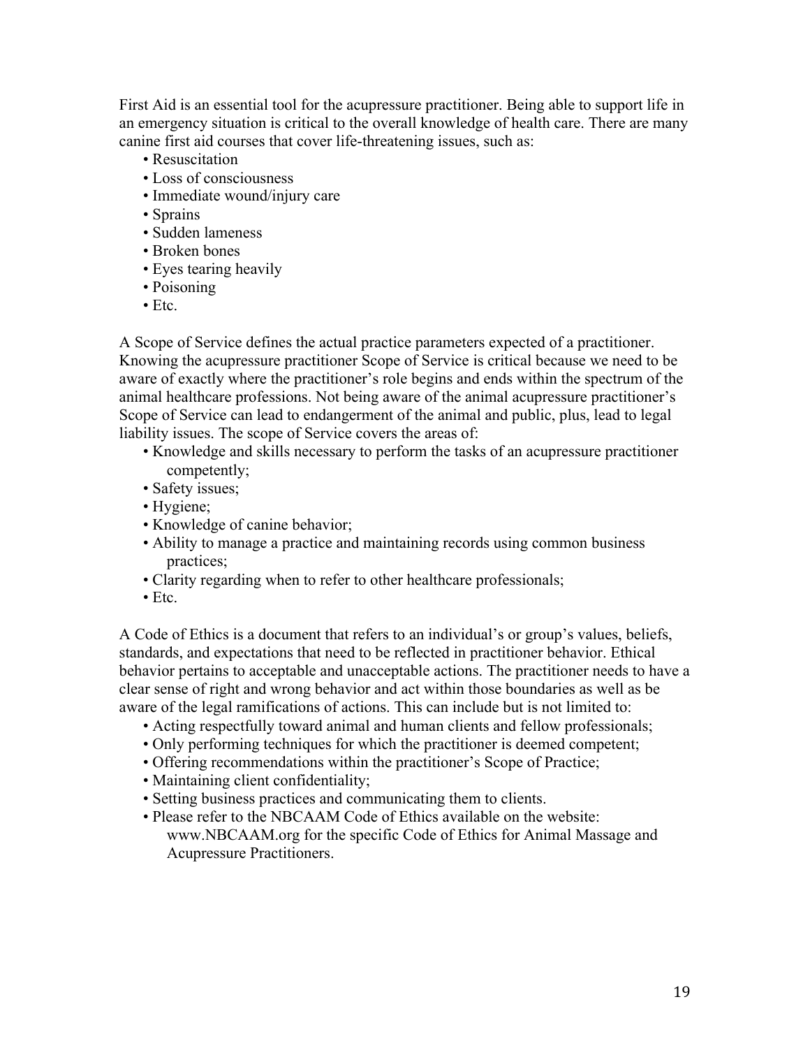First Aid is an essential tool for the acupressure practitioner. Being able to support life in an emergency situation is critical to the overall knowledge of health care. There are many canine first aid courses that cover life-threatening issues, such as:

- Resuscitation
- Loss of consciousness
- Immediate wound/injury care
- Sprains
- Sudden lameness
- Broken bones
- Eyes tearing heavily
- Poisoning
- Etc.

A Scope of Service defines the actual practice parameters expected of a practitioner. Knowing the acupressure practitioner Scope of Service is critical because we need to be aware of exactly where the practitioner's role begins and ends within the spectrum of the animal healthcare professions. Not being aware of the animal acupressure practitioner's Scope of Service can lead to endangerment of the animal and public, plus, lead to legal liability issues. The scope of Service covers the areas of:

- Knowledge and skills necessary to perform the tasks of an acupressure practitioner competently;
- Safety issues;
- Hygiene;
- Knowledge of canine behavior;
- Ability to manage a practice and maintaining records using common business practices;
- Clarity regarding when to refer to other healthcare professionals;
- Etc.

A Code of Ethics is a document that refers to an individual's or group's values, beliefs, standards, and expectations that need to be reflected in practitioner behavior. Ethical behavior pertains to acceptable and unacceptable actions. The practitioner needs to have a clear sense of right and wrong behavior and act within those boundaries as well as be aware of the legal ramifications of actions. This can include but is not limited to:

- Acting respectfully toward animal and human clients and fellow professionals;
- Only performing techniques for which the practitioner is deemed competent;
- Offering recommendations within the practitioner's Scope of Practice;
- Maintaining client confidentiality;
- Setting business practices and communicating them to clients.
- Please refer to the NBCAAM Code of Ethics available on the website: www.NBCAAM.org for the specific Code of Ethics for Animal Massage and Acupressure Practitioners.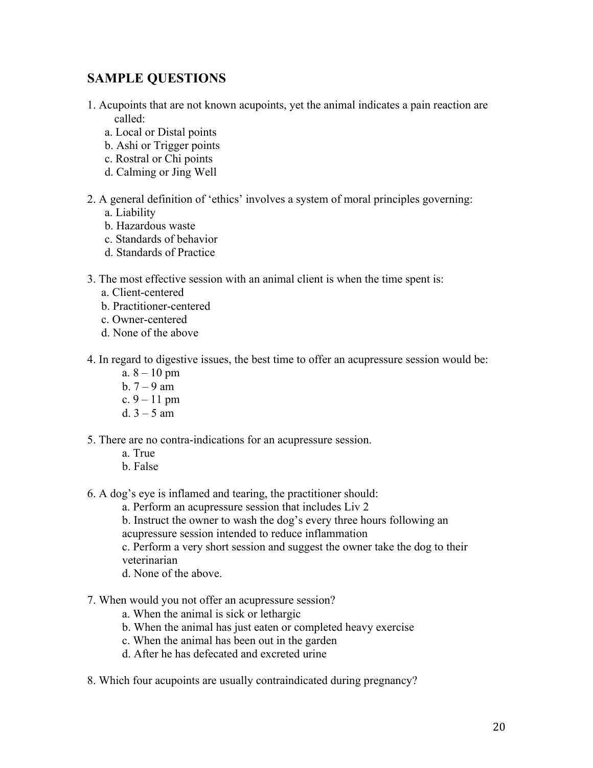## SAMPLE QUESTIONS

1. Acupoints that are not known acupoints, yet the animal indicates a pain reaction are called:
   a. Local or Distal points
   b. Ashi or Trigger points
   c. Rostral or Chi points
   d. Calming or Jing Well

2. A general definition of 'ethics' involves a system of moral principles governing:
   a. Liability
   b. Hazardous waste
   c. Standards of behavior
   d. Standards of Practice

3. The most effective session with an animal client is when the time spent is:
   a. Client-centered
   b. Practitioner-centered
   c. Owner-centered
   d. None of the above

4. In regard to digestive issues, the best time to offer an acupressure session would be:
   a. 8 – 10 pm
   b. 7 – 9 am
   c. 9 – 11 pm
   d. 3 – 5 am

5. There are no contra-indications for an acupressure session.
   a. True
   b. False

6. A dog's eye is inflamed and tearing, the practitioner should:
   a. Perform an acupressure session that includes Liv 2
   b. Instruct the owner to wash the dog's every three hours following an acupressure session intended to reduce inflammation
   c. Perform a very short session and suggest the owner take the dog to their veterinarian
   d. None of the above.

7. When would you not offer an acupressure session?
   a. When the animal is sick or lethargic
   b. When the animal has just eaten or completed heavy exercise
   c. When the animal has been out in the garden
   d. After he has defecated and excreted urine

8. Which four acupoints are usually contraindicated during pregnancy?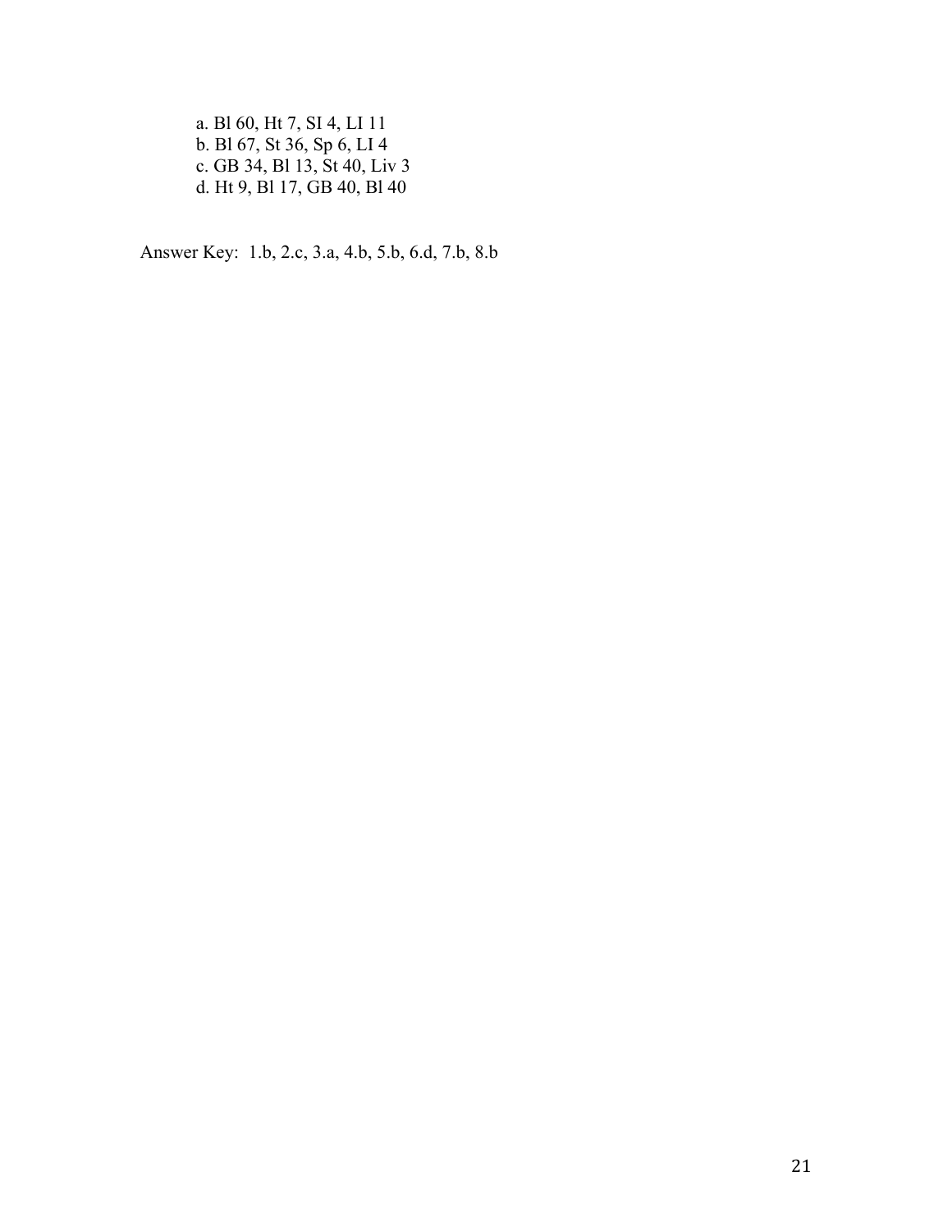a. Bl 60, Ht 7, SI 4, LI 11
b. Bl 67, St 36, Sp 6, LI 4
c. GB 34, Bl 13, St 40, Liv 3
d. Ht 9, Bl 17, GB 40, Bl 40

Answer Key: 1.b, 2.c, 3.a, 4.b, 5.b, 6.d, 7.b, 8.b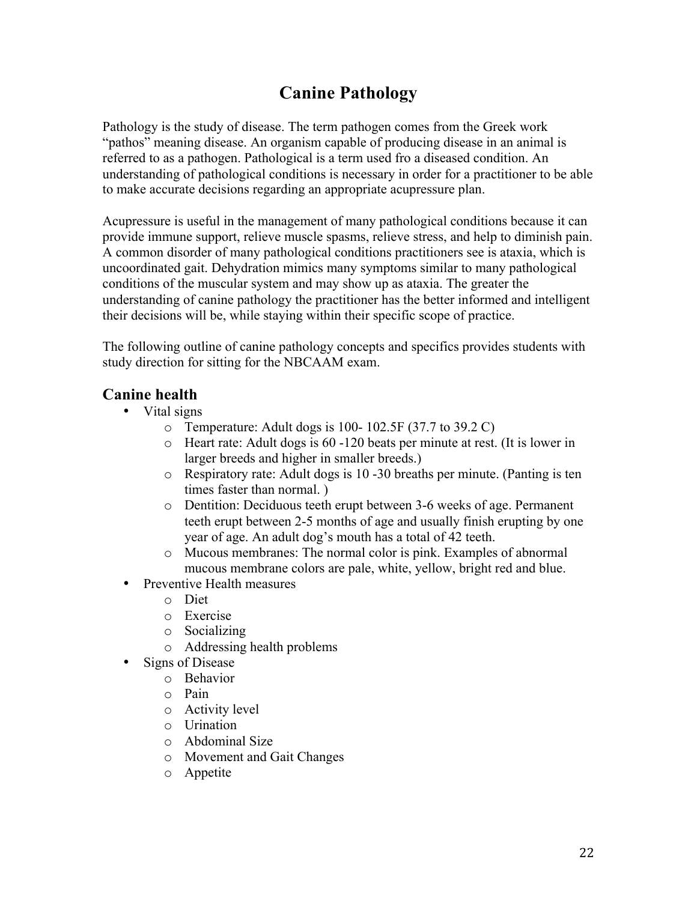# Canine Pathology

Pathology is the study of disease. The term pathogen comes from the Greek work "pathos" meaning disease. An organism capable of producing disease in an animal is referred to as a pathogen. Pathological is a term used fro a diseased condition. An understanding of pathological conditions is necessary in order for a practitioner to be able to make accurate decisions regarding an appropriate acupressure plan.

Acupressure is useful in the management of many pathological conditions because it can provide immune support, relieve muscle spasms, relieve stress, and help to diminish pain. A common disorder of many pathological conditions practitioners see is ataxia, which is uncoordinated gait. Dehydration mimics many symptoms similar to many pathological conditions of the muscular system and may show up as ataxia. The greater the understanding of canine pathology the practitioner has the better informed and intelligent their decisions will be, while staying within their specific scope of practice.

The following outline of canine pathology concepts and specifics provides students with study direction for sitting for the NBCAAM exam.

## Canine health

- Vital signs
  - Temperature: Adult dogs is 100- 102.5F (37.7 to 39.2 C)
  - Heart rate: Adult dogs is 60 -120 beats per minute at rest. (It is lower in larger breeds and higher in smaller breeds.)
  - Respiratory rate: Adult dogs is 10 -30 breaths per minute. (Panting is ten times faster than normal. )
  - Dentition: Deciduous teeth erupt between 3-6 weeks of age. Permanent teeth erupt between 2-5 months of age and usually finish erupting by one year of age. An adult dog's mouth has a total of 42 teeth.
  - Mucous membranes: The normal color is pink. Examples of abnormal mucous membrane colors are pale, white, yellow, bright red and blue.
- Preventive Health measures
  - Diet
  - Exercise
  - Socializing
  - Addressing health problems
- Signs of Disease
  - Behavior
  - Pain
  - Activity level
  - Urination
  - Abdominal Size
  - Movement and Gait Changes
  - Appetite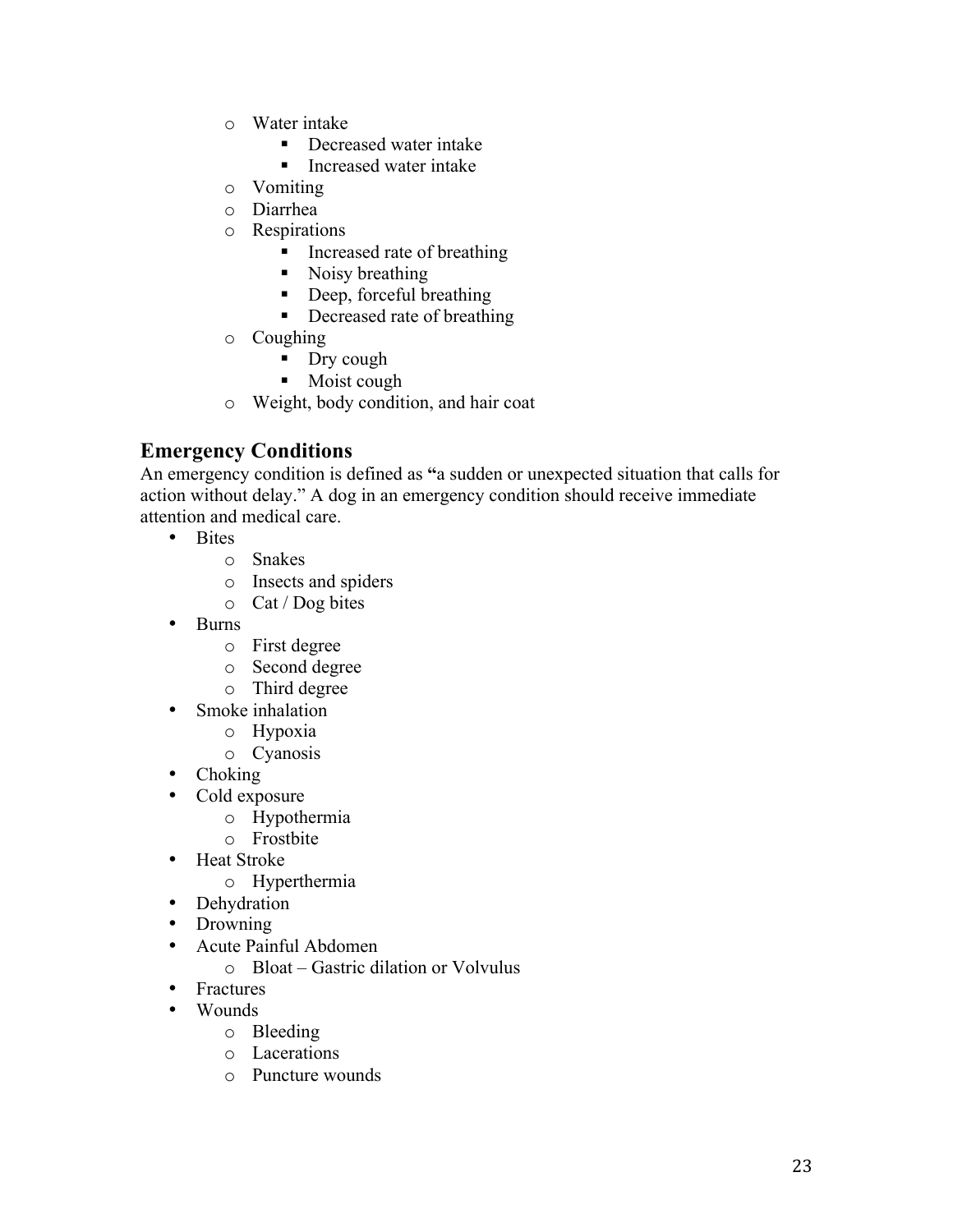- Water intake
    - Decreased water intake
    - Increased water intake
  - Vomiting
  - Diarrhea
  - Respirations
    - Increased rate of breathing
    - Noisy breathing
    - Deep, forceful breathing
    - Decreased rate of breathing
  - Coughing
    - Dry cough
    - Moist cough
  - Weight, body condition, and hair coat

## Emergency Conditions

An emergency condition is defined as **"**a sudden or unexpected situation that calls for action without delay." A dog in an emergency condition should receive immediate attention and medical care.

- Bites
  - Snakes
  - Insects and spiders
  - Cat / Dog bites
- Burns
  - First degree
  - Second degree
  - Third degree
- Smoke inhalation
  - Hypoxia
  - Cyanosis
- Choking
- Cold exposure
  - Hypothermia
  - Frostbite
- Heat Stroke
  - Hyperthermia
- Dehydration
- Drowning
- Acute Painful Abdomen
  - Bloat – Gastric dilation or Volvulus
- Fractures
- Wounds
  - Bleeding
  - Lacerations
  - Puncture wounds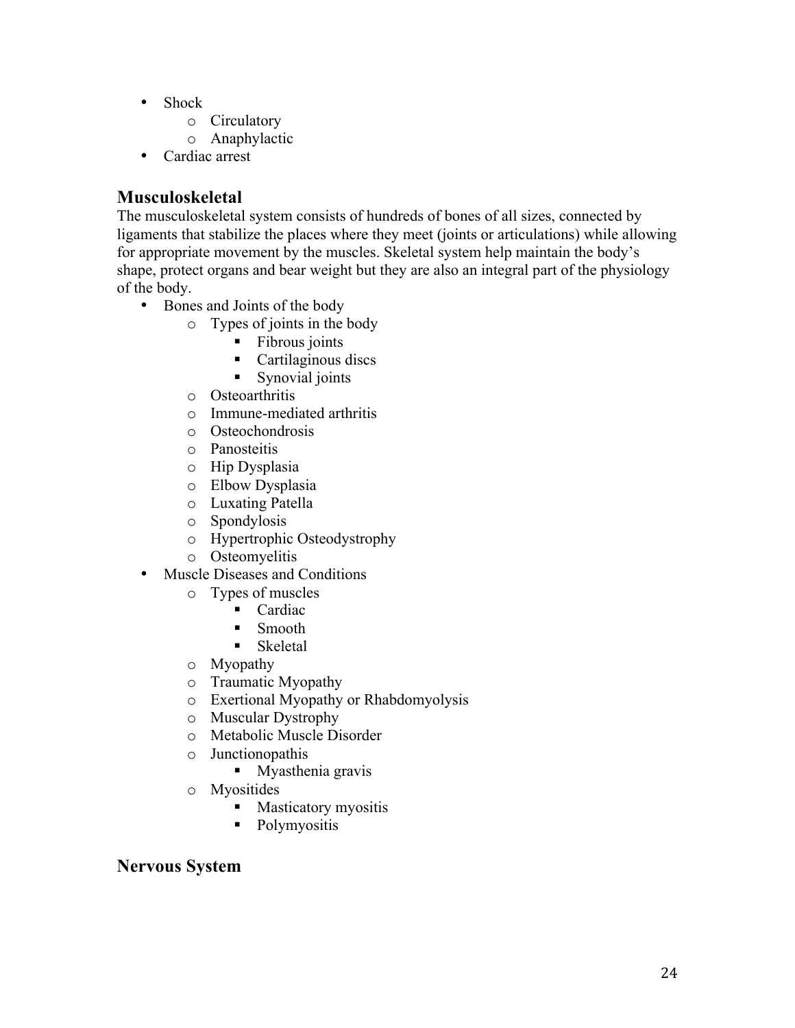- Shock
    - Circulatory
    - Anaphylactic
- Cardiac arrest

## Musculoskeletal

The musculoskeletal system consists of hundreds of bones of all sizes, connected by ligaments that stabilize the places where they meet (joints or articulations) while allowing for appropriate movement by the muscles. Skeletal system help maintain the body's shape, protect organs and bear weight but they are also an integral part of the physiology of the body.

- Bones and Joints of the body
    - Types of joints in the body
        - Fibrous joints
        - Cartilaginous discs
        - Synovial joints
    - Osteoarthritis
    - Immune-mediated arthritis
    - Osteochondrosis
    - Panosteitis
    - Hip Dysplasia
    - Elbow Dysplasia
    - Luxating Patella
    - Spondylosis
    - Hypertrophic Osteodystrophy
    - Osteomyelitis
- Muscle Diseases and Conditions
    - Types of muscles
        - Cardiac
        - Smooth
        - Skeletal
    - Myopathy
    - Traumatic Myopathy
    - Exertional Myopathy or Rhabdomyolysis
    - Muscular Dystrophy
    - Metabolic Muscle Disorder
    - Junctionopathis
        - Myasthenia gravis
    - Myositides
        - Masticatory myositis
        - Polymyositis

## Nervous System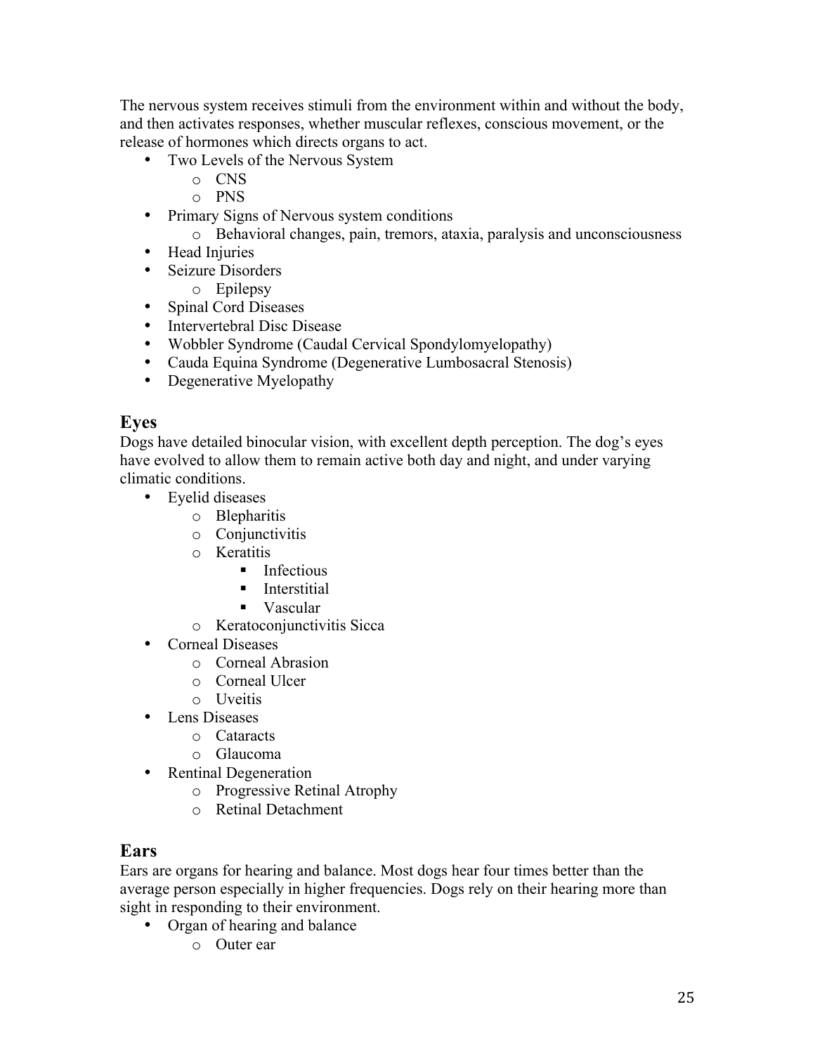The nervous system receives stimuli from the environment within and without the body, and then activates responses, whether muscular reflexes, conscious movement, or the release of hormones which directs organs to act.

- Two Levels of the Nervous System
  - CNS
  - PNS
- Primary Signs of Nervous system conditions
  - Behavioral changes, pain, tremors, ataxia, paralysis and unconsciousness
- Head Injuries
- Seizure Disorders
  - Epilepsy
- Spinal Cord Diseases
- Intervertebral Disc Disease
- Wobbler Syndrome (Caudal Cervical Spondylomyelopathy)
- Cauda Equina Syndrome (Degenerative Lumbosacral Stenosis)
- Degenerative Myelopathy

## Eyes

Dogs have detailed binocular vision, with excellent depth perception. The dog's eyes have evolved to allow them to remain active both day and night, and under varying climatic conditions.

- Eyelid diseases
  - Blepharitis
  - Conjunctivitis
  - Keratitis
    - Infectious
    - Interstitial
    - Vascular
  - Keratoconjunctivitis Sicca
- Corneal Diseases
  - Corneal Abrasion
  - Corneal Ulcer
  - Uveitis
- Lens Diseases
  - Cataracts
  - Glaucoma
- Rentinal Degeneration
  - Progressive Retinal Atrophy
  - Retinal Detachment

## Ears

Ears are organs for hearing and balance. Most dogs hear four times better than the average person especially in higher frequencies. Dogs rely on their hearing more than sight in responding to their environment.

- Organ of hearing and balance
  - Outer ear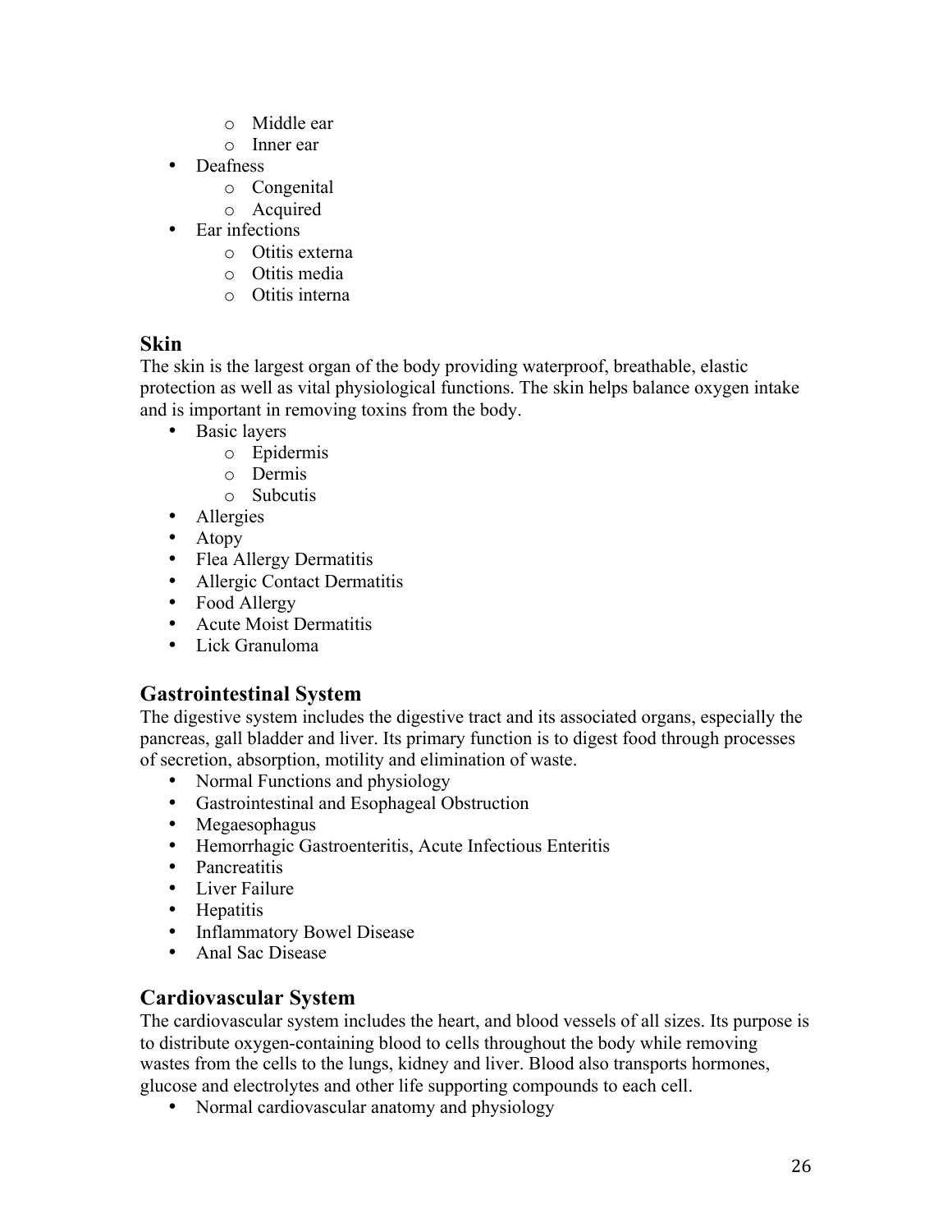- Middle ear
  - Inner ear
- Deafness
  - Congenital
  - Acquired
- Ear infections
  - Otitis externa
  - Otitis media
  - Otitis interna

## Skin

The skin is the largest organ of the body providing waterproof, breathable, elastic protection as well as vital physiological functions. The skin helps balance oxygen intake and is important in removing toxins from the body.

- Basic layers
  - Epidermis
  - Dermis
  - Subcutis
- Allergies
- Atopy
- Flea Allergy Dermatitis
- Allergic Contact Dermatitis
- Food Allergy
- Acute Moist Dermatitis
- Lick Granuloma

## Gastrointestinal System

The digestive system includes the digestive tract and its associated organs, especially the pancreas, gall bladder and liver. Its primary function is to digest food through processes of secretion, absorption, motility and elimination of waste.

- Normal Functions and physiology
- Gastrointestinal and Esophageal Obstruction
- Megaesophagus
- Hemorrhagic Gastroenteritis, Acute Infectious Enteritis
- Pancreatitis
- Liver Failure
- Hepatitis
- Inflammatory Bowel Disease
- Anal Sac Disease

## Cardiovascular System

The cardiovascular system includes the heart, and blood vessels of all sizes. Its purpose is to distribute oxygen-containing blood to cells throughout the body while removing wastes from the cells to the lungs, kidney and liver. Blood also transports hormones, glucose and electrolytes and other life supporting compounds to each cell.

- Normal cardiovascular anatomy and physiology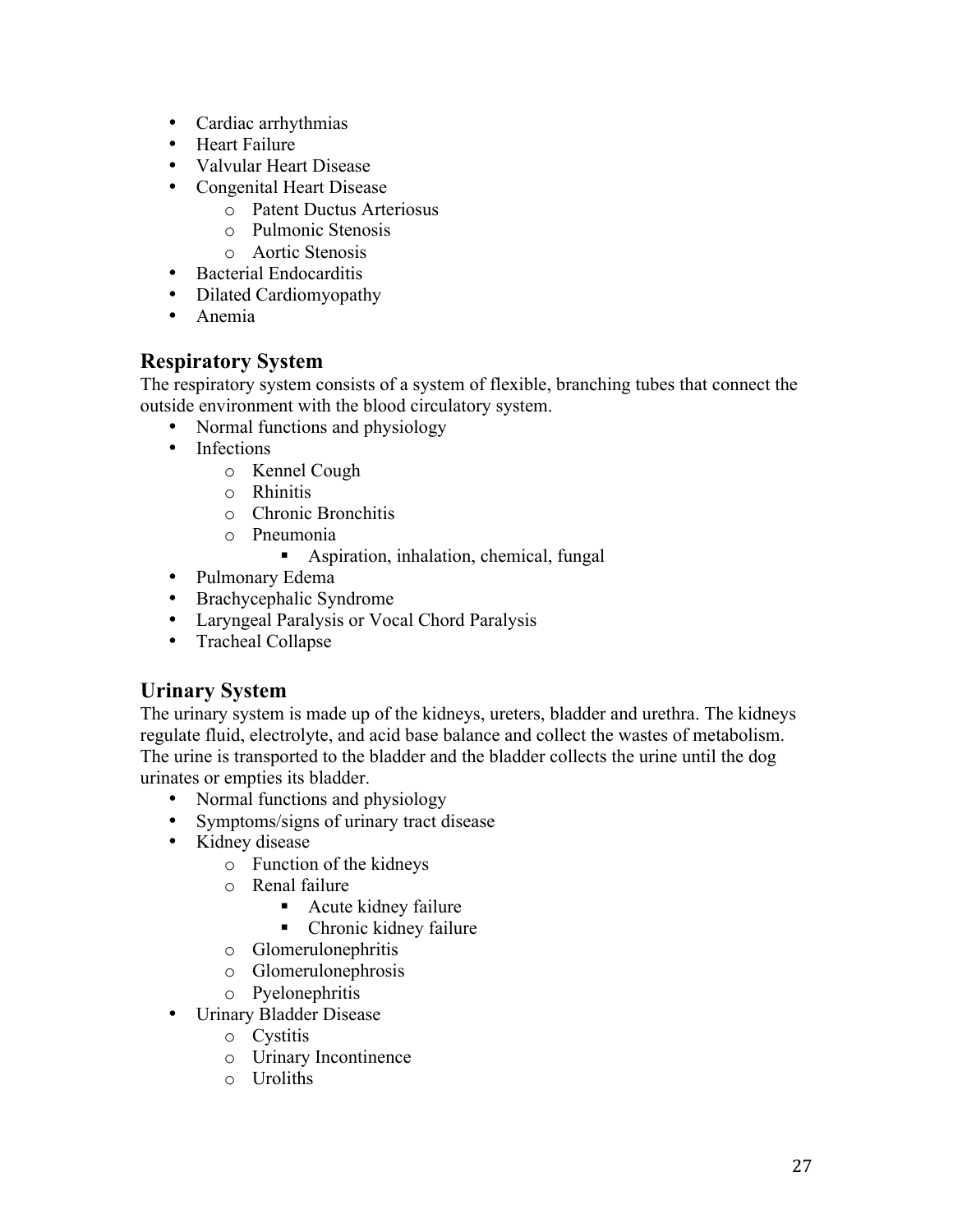- Cardiac arrhythmias
- Heart Failure
- Valvular Heart Disease
- Congenital Heart Disease
  - Patent Ductus Arteriosus
  - Pulmonic Stenosis
  - Aortic Stenosis
- Bacterial Endocarditis
- Dilated Cardiomyopathy
- Anemia

## Respiratory System

The respiratory system consists of a system of flexible, branching tubes that connect the outside environment with the blood circulatory system.

- Normal functions and physiology
- Infections
  - Kennel Cough
  - Rhinitis
  - Chronic Bronchitis
  - Pneumonia
    - Aspiration, inhalation, chemical, fungal
- Pulmonary Edema
- Brachycephalic Syndrome
- Laryngeal Paralysis or Vocal Chord Paralysis
- Tracheal Collapse

## Urinary System

The urinary system is made up of the kidneys, ureters, bladder and urethra. The kidneys regulate fluid, electrolyte, and acid base balance and collect the wastes of metabolism. The urine is transported to the bladder and the bladder collects the urine until the dog urinates or empties its bladder.

- Normal functions and physiology
- Symptoms/signs of urinary tract disease
- Kidney disease
  - Function of the kidneys
  - Renal failure
    - Acute kidney failure
    - Chronic kidney failure
  - Glomerulonephritis
  - Glomerulonephrosis
  - Pyelonephritis
- Urinary Bladder Disease
  - Cystitis
  - Urinary Incontinence
  - Uroliths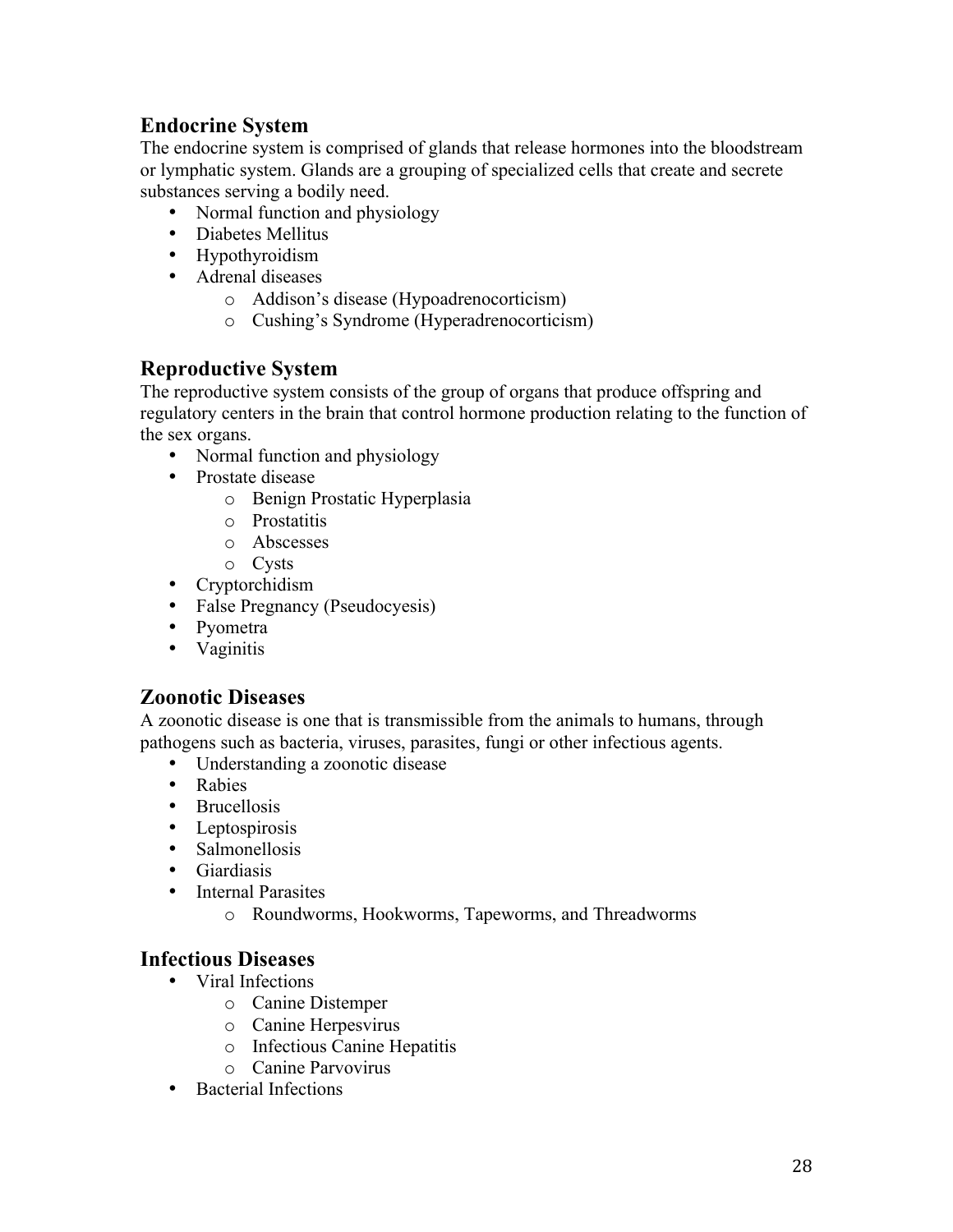## Endocrine System

The endocrine system is comprised of glands that release hormones into the bloodstream or lymphatic system. Glands are a grouping of specialized cells that create and secrete substances serving a bodily need.

- Normal function and physiology
- Diabetes Mellitus
- Hypothyroidism
- Adrenal diseases
    - Addison's disease (Hypoadrenocorticism)
    - Cushing's Syndrome (Hyperadrenocorticism)

## Reproductive System

The reproductive system consists of the group of organs that produce offspring and regulatory centers in the brain that control hormone production relating to the function of the sex organs.

- Normal function and physiology
- Prostate disease
    - Benign Prostatic Hyperplasia
    - Prostatitis
    - Abscesses
    - Cysts
- Cryptorchidism
- False Pregnancy (Pseudocyesis)
- Pyometra
- Vaginitis

## Zoonotic Diseases

A zoonotic disease is one that is transmissible from the animals to humans, through pathogens such as bacteria, viruses, parasites, fungi or other infectious agents.

- Understanding a zoonotic disease
- Rabies
- Brucellosis
- Leptospirosis
- Salmonellosis
- Giardiasis
- Internal Parasites
    - Roundworms, Hookworms, Tapeworms, and Threadworms

## Infectious Diseases

- Viral Infections
    - Canine Distemper
    - Canine Herpesvirus
    - Infectious Canine Hepatitis
    - Canine Parvovirus
- Bacterial Infections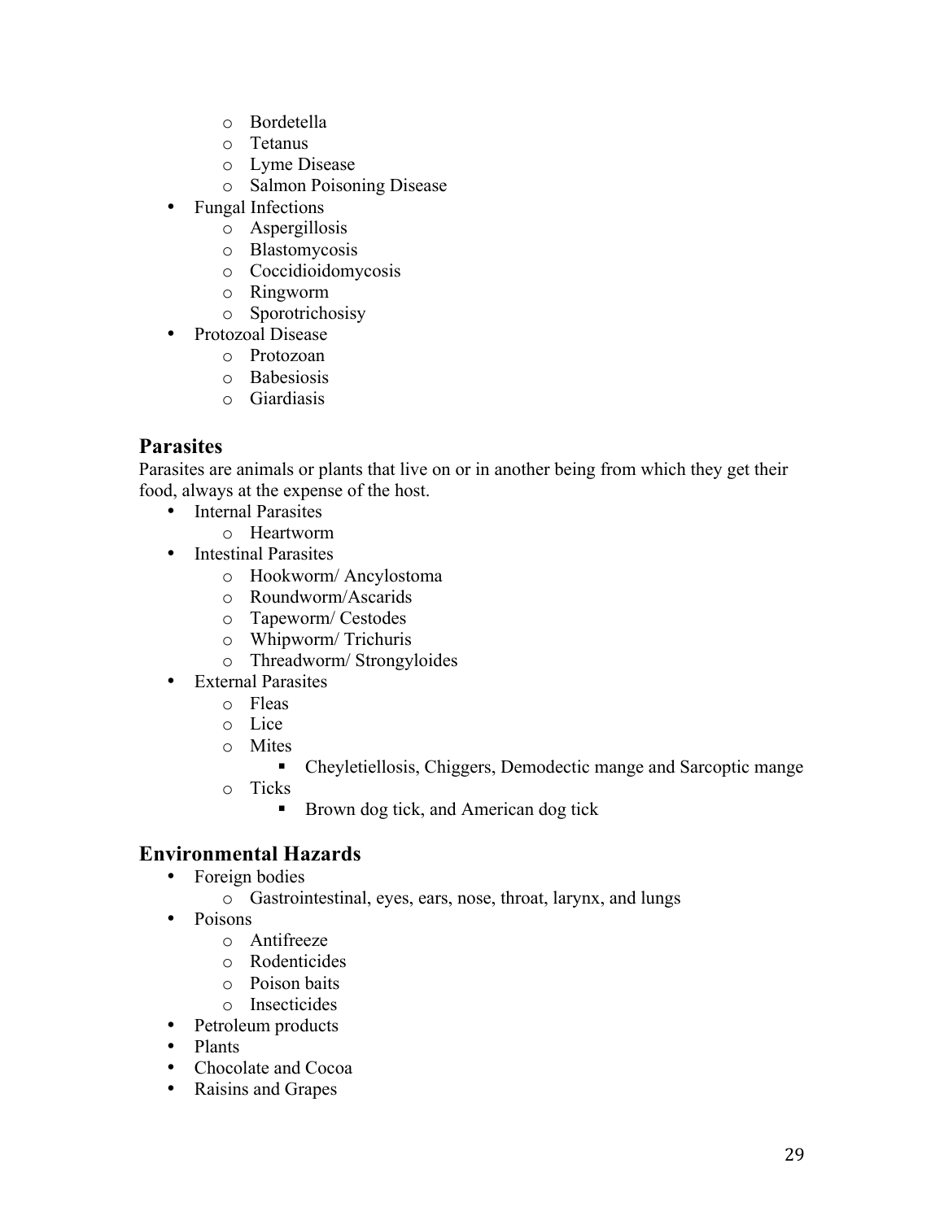- Bordetella
    - Tetanus
    - Lyme Disease
    - Salmon Poisoning Disease
- Fungal Infections
    - Aspergillosis
    - Blastomycosis
    - Coccidioidomycosis
    - Ringworm
    - Sporotrichosisy
- Protozoal Disease
    - Protozoan
    - Babesiosis
    - Giardiasis

## Parasites

Parasites are animals or plants that live on or in another being from which they get their food, always at the expense of the host.

- Internal Parasites
    - Heartworm
- Intestinal Parasites
    - Hookworm/ Ancylostoma
    - Roundworm/Ascarids
    - Tapeworm/ Cestodes
    - Whipworm/ Trichuris
    - Threadworm/ Strongyloides
- External Parasites
    - Fleas
    - Lice
    - Mites
        - Cheyletiellosis, Chiggers, Demodectic mange and Sarcoptic mange
    - Ticks
        - Brown dog tick, and American dog tick

## Environmental Hazards

- Foreign bodies
    - Gastrointestinal, eyes, ears, nose, throat, larynx, and lungs
- Poisons
    - Antifreeze
    - Rodenticides
    - Poison baits
    - Insecticides
- Petroleum products
- Plants
- Chocolate and Cocoa
- Raisins and Grapes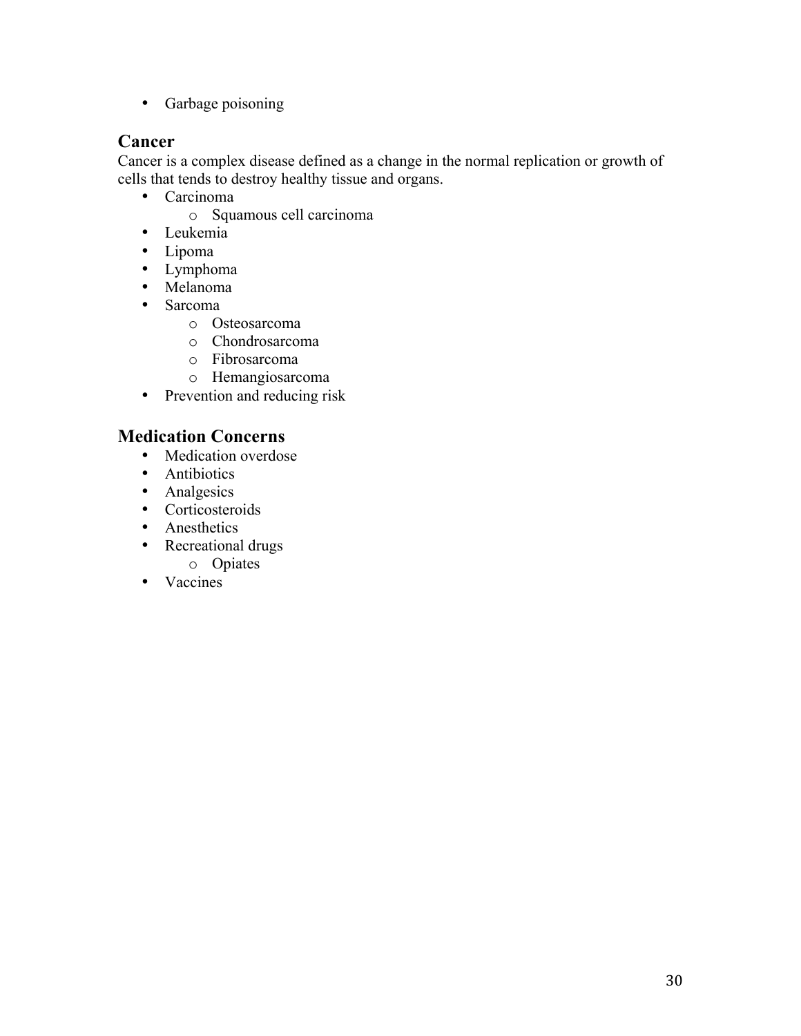- Garbage poisoning

## Cancer

Cancer is a complex disease defined as a change in the normal replication or growth of cells that tends to destroy healthy tissue and organs.

- Carcinoma
  - Squamous cell carcinoma
- Leukemia
- Lipoma
- Lymphoma
- Melanoma
- Sarcoma
  - Osteosarcoma
  - Chondrosarcoma
  - Fibrosarcoma
  - Hemangiosarcoma
- Prevention and reducing risk

## Medication Concerns

- Medication overdose
- Antibiotics
- Analgesics
- Corticosteroids
- Anesthetics
- Recreational drugs
  - Opiates
- Vaccines